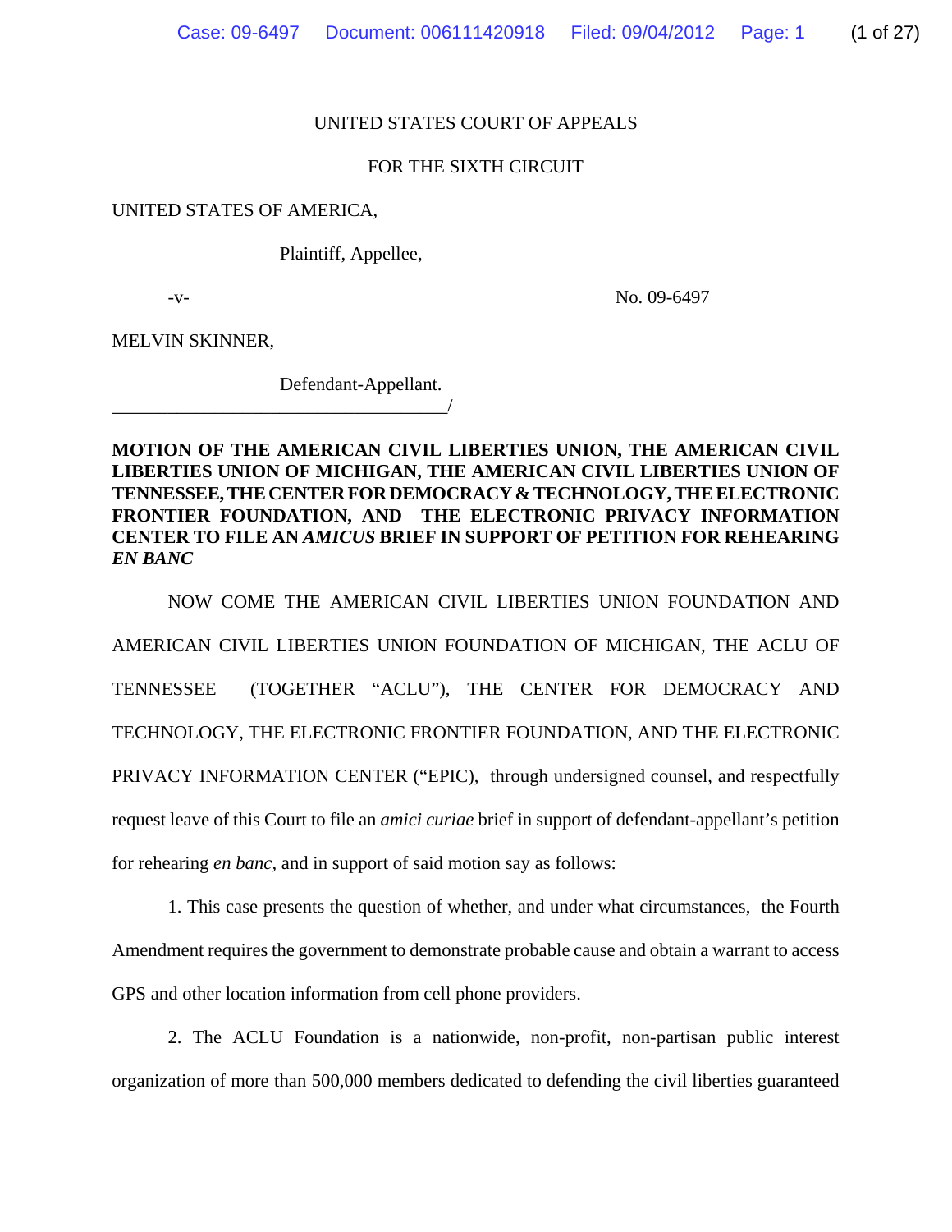UNITED STATES COURT OF APPEALS

FOR THE SIXTH CIRCUIT

UNITED STATES OF AMERICA,

Plaintiff, Appellee,

-v- No. 09-6497

MELVIN SKINNER,

Defendant-Appellant.
_____________________________________/

**MOTION OF THE AMERICAN CIVIL LIBERTIES UNION, THE AMERICAN CIVIL LIBERTIES UNION OF MICHIGAN, THE AMERICAN CIVIL LIBERTIES UNION OF TENNESSEE, THE CENTER FOR DEMOCRACY & TECHNOLOGY, THE ELECTRONIC FRONTIER FOUNDATION, AND THE ELECTRONIC PRIVACY INFORMATION CENTER TO FILE AN *AMICUS* BRIEF IN SUPPORT OF PETITION FOR REHEARING *EN BANC***

NOW COME THE AMERICAN CIVIL LIBERTIES UNION FOUNDATION AND AMERICAN CIVIL LIBERTIES UNION FOUNDATION OF MICHIGAN, THE ACLU OF TENNESSEE (TOGETHER "ACLU"), THE CENTER FOR DEMOCRACY AND TECHNOLOGY, THE ELECTRONIC FRONTIER FOUNDATION, AND THE ELECTRONIC PRIVACY INFORMATION CENTER ("EPIC), through undersigned counsel, and respectfully request leave of this Court to file an *amici curiae* brief in support of defendant-appellant's petition for rehearing *en banc*, and in support of said motion say as follows:

1. This case presents the question of whether, and under what circumstances, the Fourth Amendment requires the government to demonstrate probable cause and obtain a warrant to access GPS and other location information from cell phone providers.

2. The ACLU Foundation is a nationwide, non-profit, non-partisan public interest organization of more than 500,000 members dedicated to defending the civil liberties guaranteed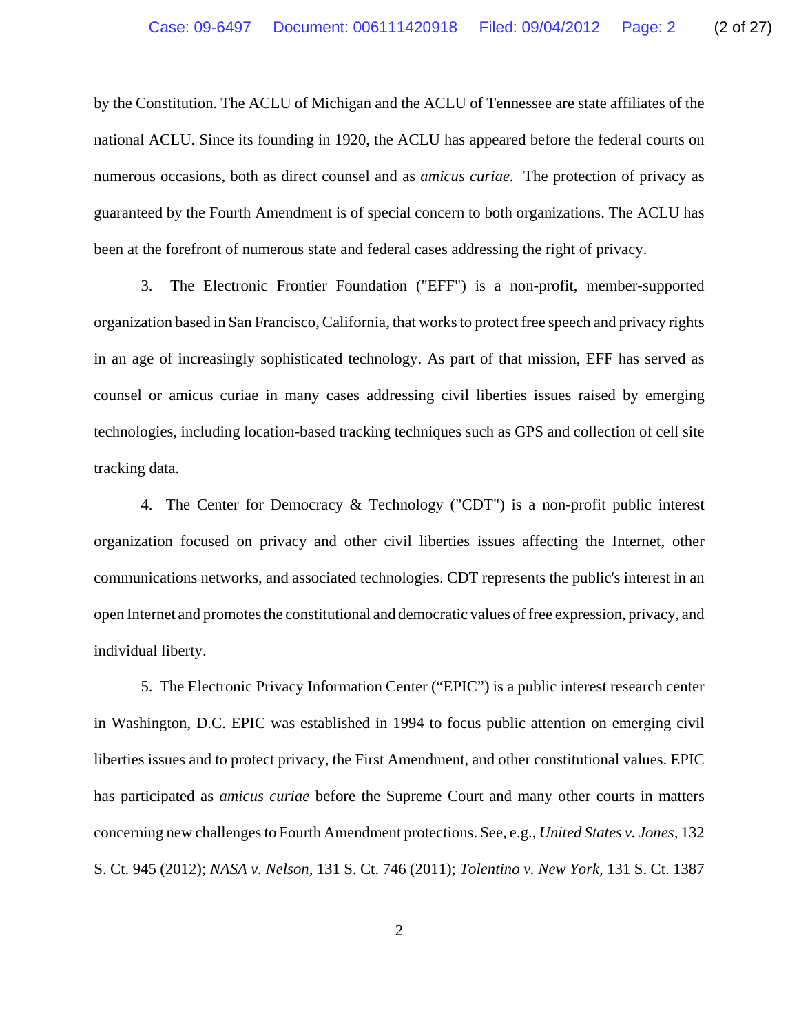by the Constitution. The ACLU of Michigan and the ACLU of Tennessee are state affiliates of the national ACLU. Since its founding in 1920, the ACLU has appeared before the federal courts on numerous occasions, both as direct counsel and as *amicus curiae.* The protection of privacy as guaranteed by the Fourth Amendment is of special concern to both organizations. The ACLU has been at the forefront of numerous state and federal cases addressing the right of privacy.

3. The Electronic Frontier Foundation ("EFF") is a non-profit, member-supported organization based in San Francisco, California, that works to protect free speech and privacy rights in an age of increasingly sophisticated technology. As part of that mission, EFF has served as counsel or amicus curiae in many cases addressing civil liberties issues raised by emerging technologies, including location-based tracking techniques such as GPS and collection of cell site tracking data.

4. The Center for Democracy & Technology ("CDT") is a non-profit public interest organization focused on privacy and other civil liberties issues affecting the Internet, other communications networks, and associated technologies. CDT represents the public's interest in an open Internet and promotes the constitutional and democratic values of free expression, privacy, and individual liberty.

5. The Electronic Privacy Information Center ("EPIC") is a public interest research center in Washington, D.C. EPIC was established in 1994 to focus public attention on emerging civil liberties issues and to protect privacy, the First Amendment, and other constitutional values. EPIC has participated as *amicus curiae* before the Supreme Court and many other courts in matters concerning new challenges to Fourth Amendment protections. See, e.g., *United States v. Jones*, 132 S. Ct. 945 (2012); *NASA v. Nelson*, 131 S. Ct. 746 (2011); *Tolentino v. New York*, 131 S. Ct. 1387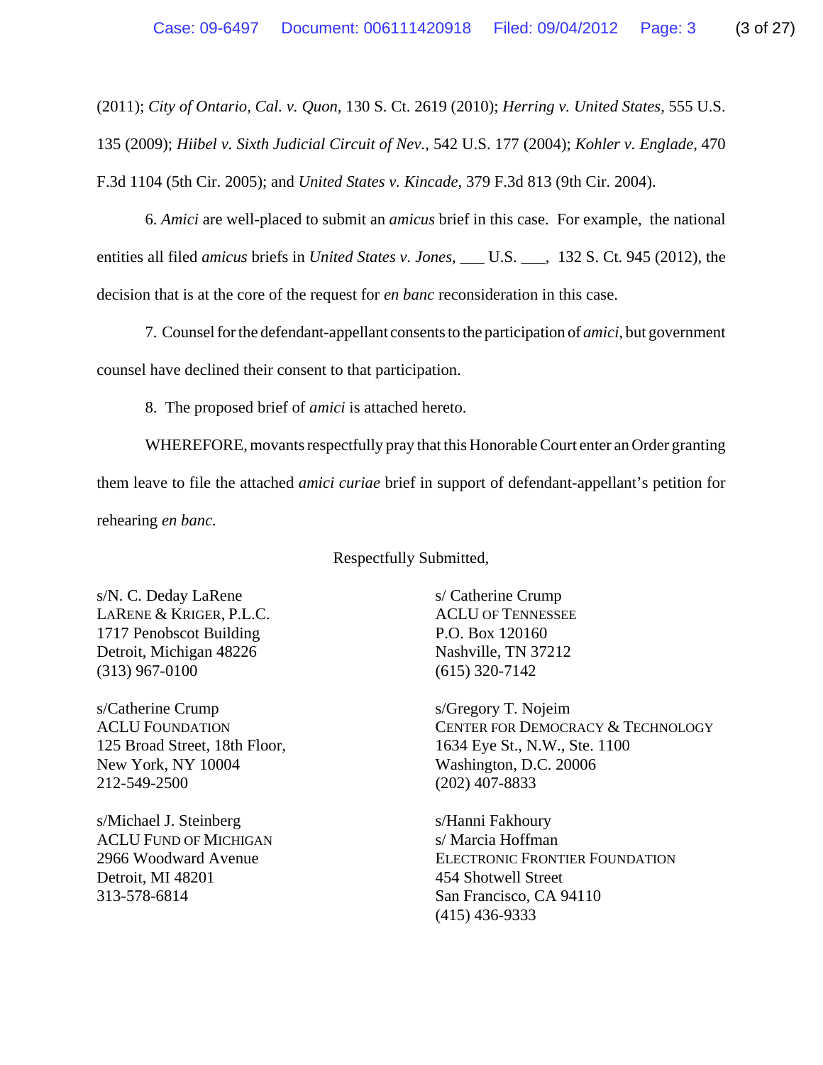(2011); *City of Ontario, Cal. v. Quon*, 130 S. Ct. 2619 (2010); *Herring v. United States*, 555 U.S. 135 (2009); *Hiibel v. Sixth Judicial Circuit of Nev.*, 542 U.S. 177 (2004); *Kohler v. Englade*, 470 F.3d 1104 (5th Cir. 2005); and *United States v. Kincade*, 379 F.3d 813 (9th Cir. 2004).

6. *Amici* are well-placed to submit an *amicus* brief in this case. For example, the national entities all filed *amicus* briefs in *United States v. Jones*, ___ U.S. ___, 132 S. Ct. 945 (2012), the decision that is at the core of the request for *en banc* reconsideration in this case.

7. Counsel for the defendant-appellant consents to the participation of *amici*, but government counsel have declined their consent to that participation.

8. The proposed brief of *amici* is attached hereto.

WHEREFORE, movants respectfully pray that this Honorable Court enter an Order granting them leave to file the attached *amici curiae* brief in support of defendant-appellant's petition for rehearing *en banc*.

Respectfully Submitted,

s/N. C. Deday LaRene
LARENE & KRIGER, P.L.C.
1717 Penobscot Building
Detroit, Michigan 48226
(313) 967-0100

s/Catherine Crump
ACLU FOUNDATION
125 Broad Street, 18th Floor,
New York, NY 10004
212-549-2500

s/Michael J. Steinberg
ACLU FUND OF MICHIGAN
2966 Woodward Avenue
Detroit, MI 48201
313-578-6814

s/ Catherine Crump
ACLU OF TENNESSEE
P.O. Box 120160
Nashville, TN 37212
(615) 320-7142

s/Gregory T. Nojeim
CENTER FOR DEMOCRACY & TECHNOLOGY
1634 Eye St., N.W., Ste. 1100
Washington, D.C. 20006
(202) 407-8833

s/Hanni Fakhoury
s/ Marcia Hoffman
ELECTRONIC FRONTIER FOUNDATION
454 Shotwell Street
San Francisco, CA 94110
(415) 436-9333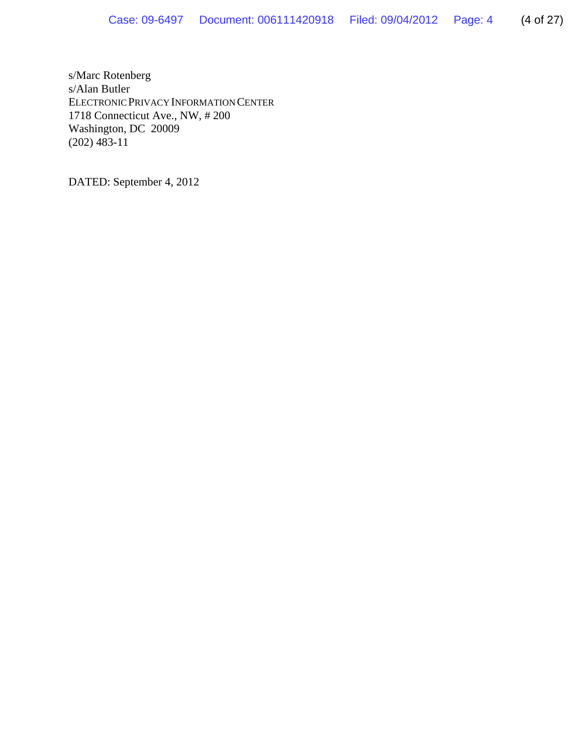s/Marc Rotenberg  
s/Alan Butler  
ELECTRONIC PRIVACY INFORMATION CENTER  
1718 Connecticut Ave., NW, # 200  
Washington, DC 20009  
(202) 483-11

DATED: September 4, 2012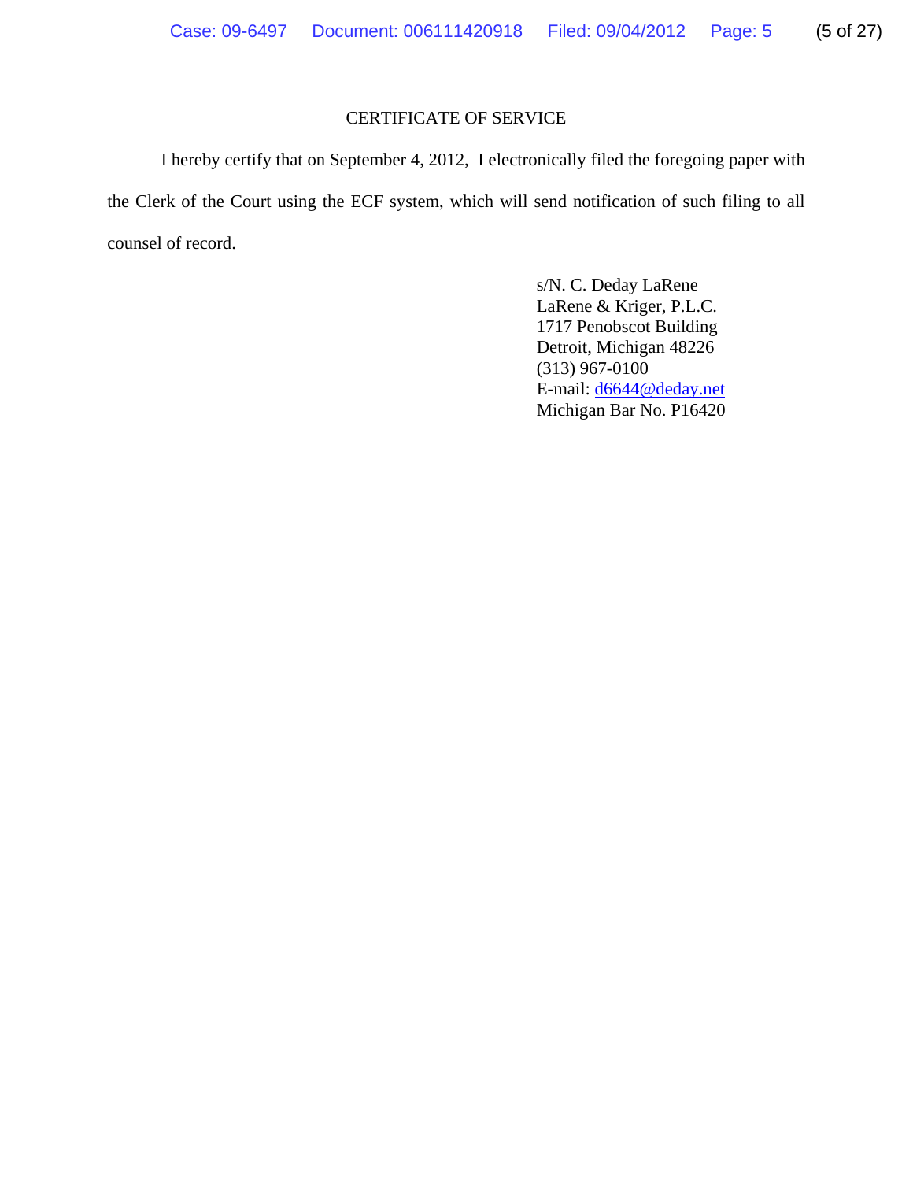## CERTIFICATE OF SERVICE

I hereby certify that on September 4, 2012, I electronically filed the foregoing paper with the Clerk of the Court using the ECF system, which will send notification of such filing to all counsel of record.

s/N. C. Deday LaRene
LaRene & Kriger, P.L.C.
1717 Penobscot Building
Detroit, Michigan 48226
(313) 967-0100
E-mail: d6644@deday.net
Michigan Bar No. P16420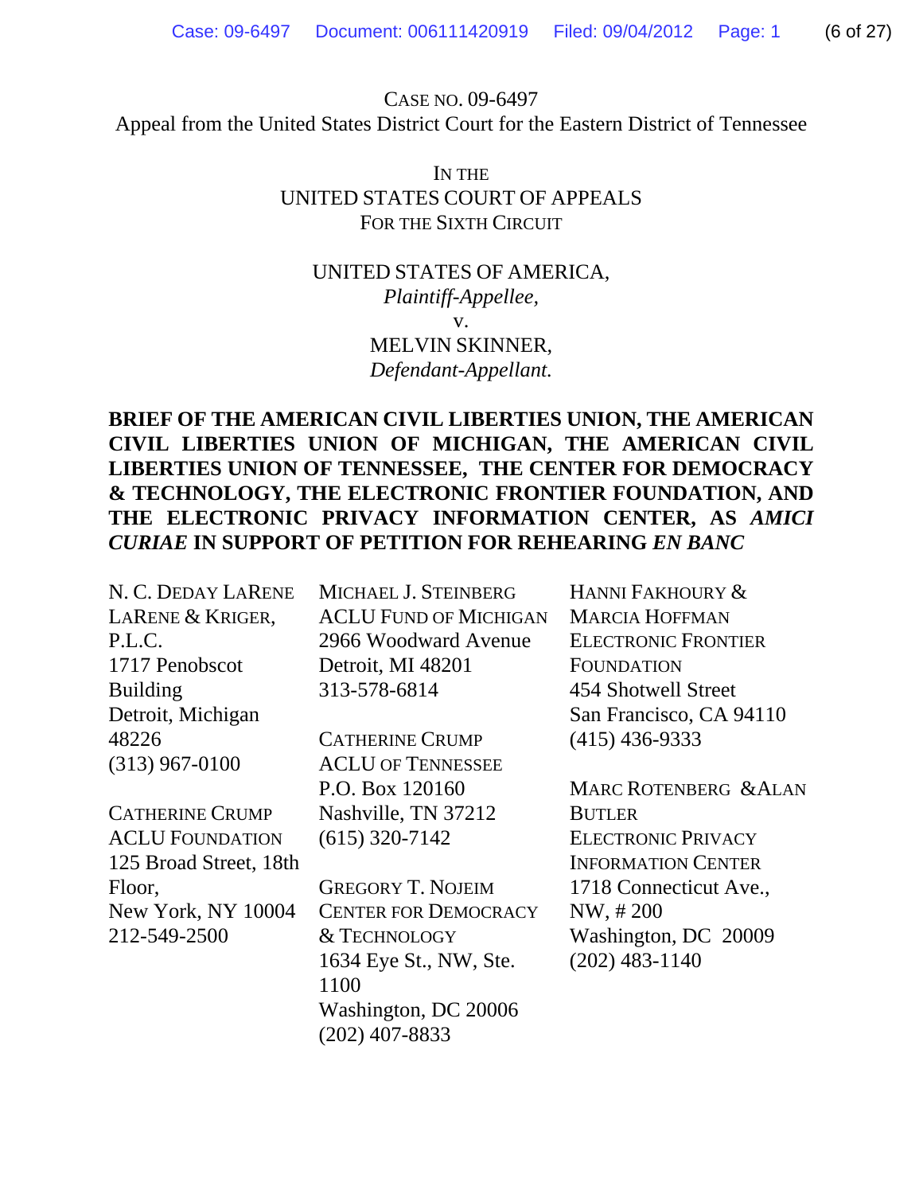CASE NO. 09-6497

Appeal from the United States District Court for the Eastern District of Tennessee

IN THE
UNITED STATES COURT OF APPEALS
FOR THE SIXTH CIRCUIT

UNITED STATES OF AMERICA,
*Plaintiff-Appellee,*
v.
MELVIN SKINNER,
*Defendant-Appellant.*

**BRIEF OF THE AMERICAN CIVIL LIBERTIES UNION, THE AMERICAN CIVIL LIBERTIES UNION OF MICHIGAN, THE AMERICAN CIVIL LIBERTIES UNION OF TENNESSEE, THE CENTER FOR DEMOCRACY & TECHNOLOGY, THE ELECTRONIC FRONTIER FOUNDATION, AND THE ELECTRONIC PRIVACY INFORMATION CENTER, AS *AMICI CURIAE* IN SUPPORT OF PETITION FOR REHEARING *EN BANC***

N. C. DEDAY LARENE
LARENE & KRIGER, P.L.C.
1717 Penobscot Building
Detroit, Michigan 48226
(313) 967-0100

CATHERINE CRUMP
ACLU FOUNDATION
125 Broad Street, 18th Floor,
New York, NY 10004
212-549-2500

MICHAEL J. STEINBERG
ACLU FUND OF MICHIGAN
2966 Woodward Avenue
Detroit, MI 48201
313-578-6814

CATHERINE CRUMP
ACLU OF TENNESSEE
P.O. Box 120160
Nashville, TN 37212
(615) 320-7142

GREGORY T. NOJEIM
CENTER FOR DEMOCRACY & TECHNOLOGY
1634 Eye St., NW, Ste. 1100
Washington, DC 20006
(202) 407-8833

HANNI FAKHOURY & MARCIA HOFFMAN
ELECTRONIC FRONTIER FOUNDATION
454 Shotwell Street
San Francisco, CA 94110
(415) 436-9333

MARC ROTENBERG & ALAN BUTLER
ELECTRONIC PRIVACY INFORMATION CENTER
1718 Connecticut Ave., NW, # 200
Washington, DC 20009
(202) 483-1140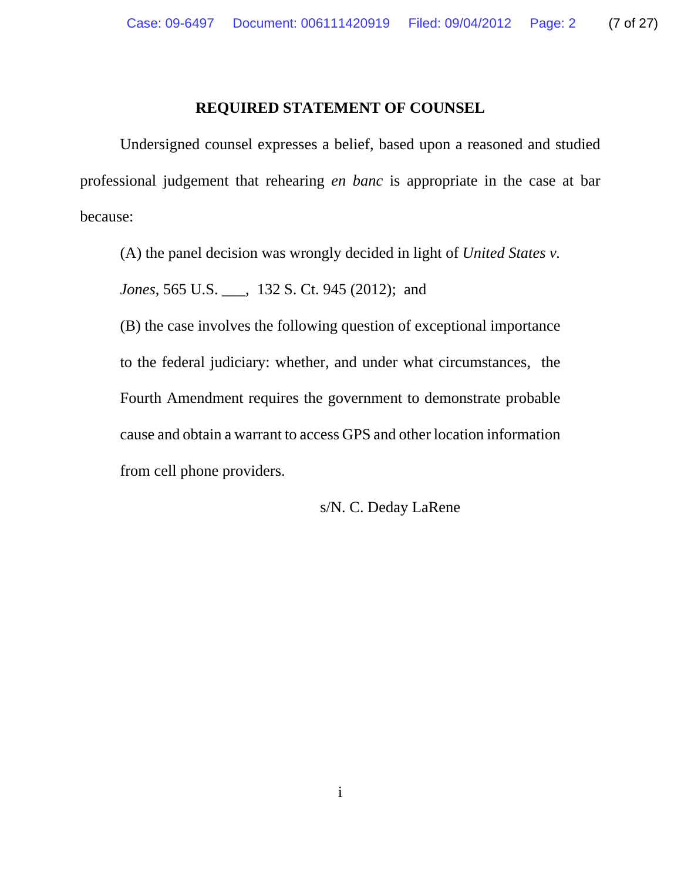## REQUIRED STATEMENT OF COUNSEL

Undersigned counsel expresses a belief, based upon a reasoned and studied professional judgement that rehearing *en banc* is appropriate in the case at bar because:

(A) the panel decision was wrongly decided in light of *United States v. Jones*, 565 U.S. ___, 132 S. Ct. 945 (2012); and

(B) the case involves the following question of exceptional importance to the federal judiciary: whether, and under what circumstances, the Fourth Amendment requires the government to demonstrate probable cause and obtain a warrant to access GPS and other location information from cell phone providers.

s/N. C. Deday LaRene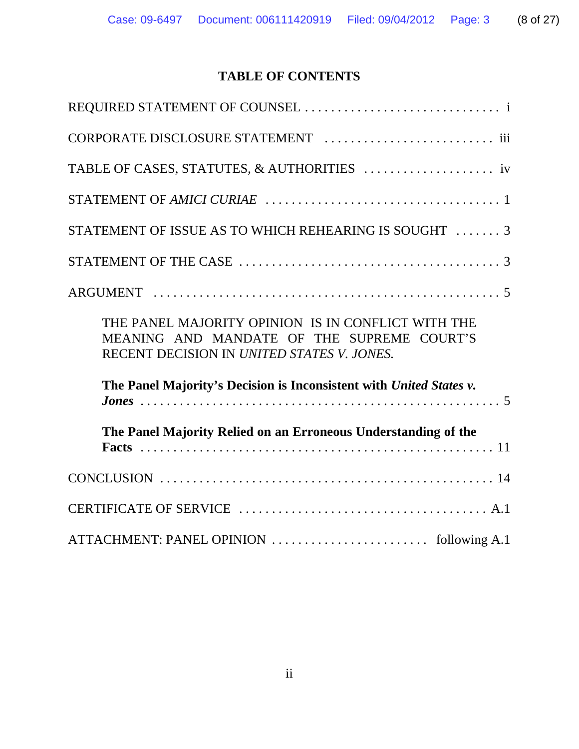## TABLE OF CONTENTS

REQUIRED STATEMENT OF COUNSEL . . . . . . . . . . . . . . . . . . . . . . . . . . . . . i

CORPORATE DISCLOSURE STATEMENT . . . . . . . . . . . . . . . . . . . . . . . . . . iii

TABLE OF CASES, STATUTES, & AUTHORITIES . . . . . . . . . . . . . . . . . . . . iv

STATEMENT OF *AMICI CURIAE* . . . . . . . . . . . . . . . . . . . . . . . . . . . . . . . . . . . 1

STATEMENT OF ISSUE AS TO WHICH REHEARING IS SOUGHT . . . . . . . 3

STATEMENT OF THE CASE . . . . . . . . . . . . . . . . . . . . . . . . . . . . . . . . . . . . . . . 3

ARGUMENT . . . . . . . . . . . . . . . . . . . . . . . . . . . . . . . . . . . . . . . . . . . . . . . . . . . . 5

THE PANEL MAJORITY OPINION IS IN CONFLICT WITH THE MEANING AND MANDATE OF THE SUPREME COURT'S RECENT DECISION IN *UNITED STATES V. JONES.*

**The Panel Majority's Decision is Inconsistent with *United States v. Jones*** . . . . . . . . . . . . . . . . . . . . . . . . . . . . . . . . . . . . . . . . . . . . . . . . . . . . 5

**The Panel Majority Relied on an Erroneous Understanding of the Facts** . . . . . . . . . . . . . . . . . . . . . . . . . . . . . . . . . . . . . . . . . . . . . . . . . . . . 11

CONCLUSION . . . . . . . . . . . . . . . . . . . . . . . . . . . . . . . . . . . . . . . . . . . . . . . . . . . 14

CERTIFICATE OF SERVICE . . . . . . . . . . . . . . . . . . . . . . . . . . . . . . . . . . . . . A.1

ATTACHMENT: PANEL OPINION . . . . . . . . . . . . . . . . . . . . . . . . following A.1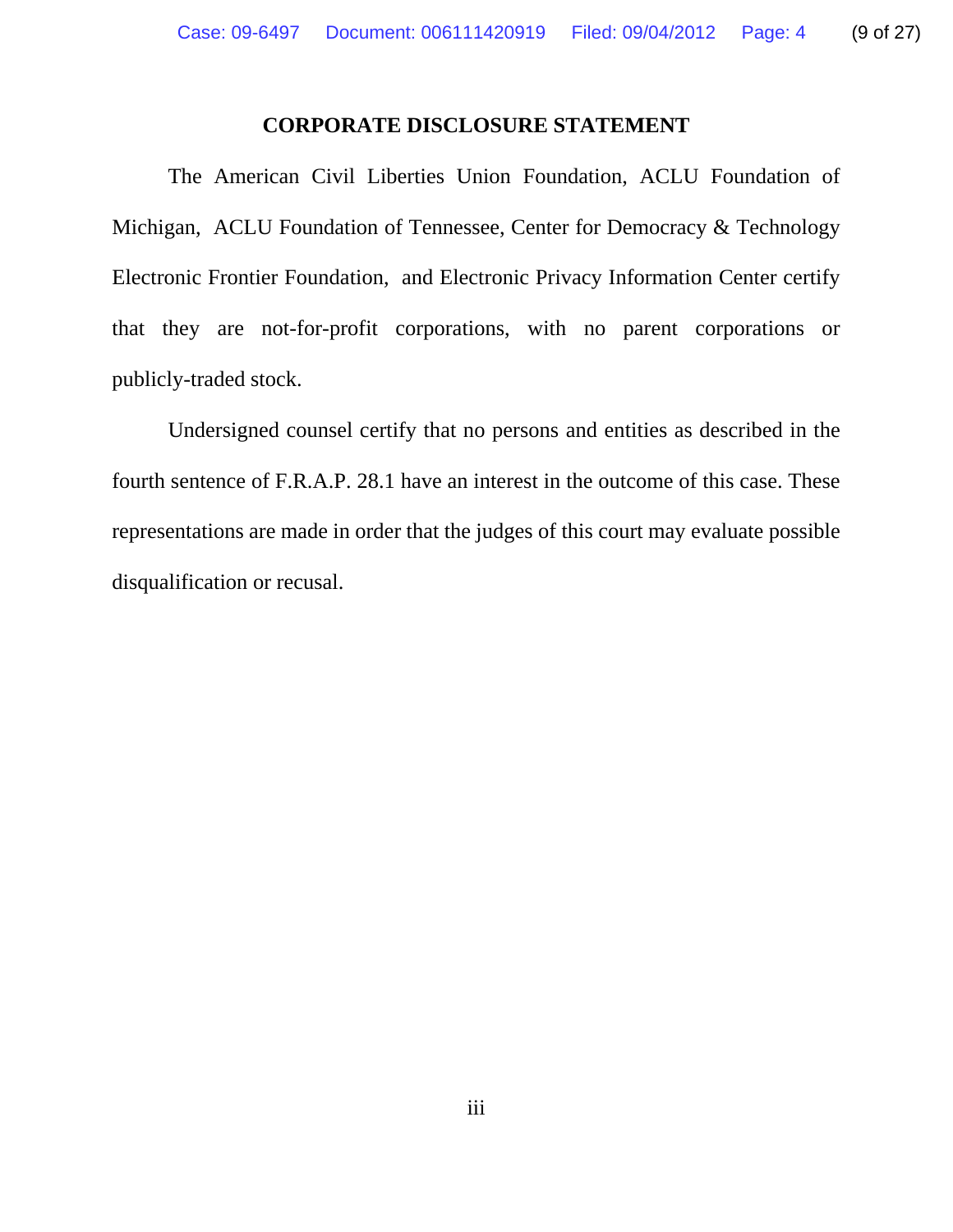## CORPORATE DISCLOSURE STATEMENT

The American Civil Liberties Union Foundation, ACLU Foundation of Michigan, ACLU Foundation of Tennessee, Center for Democracy & Technology Electronic Frontier Foundation, and Electronic Privacy Information Center certify that they are not-for-profit corporations, with no parent corporations or publicly-traded stock.

Undersigned counsel certify that no persons and entities as described in the fourth sentence of F.R.A.P. 28.1 have an interest in the outcome of this case. These representations are made in order that the judges of this court may evaluate possible disqualification or recusal.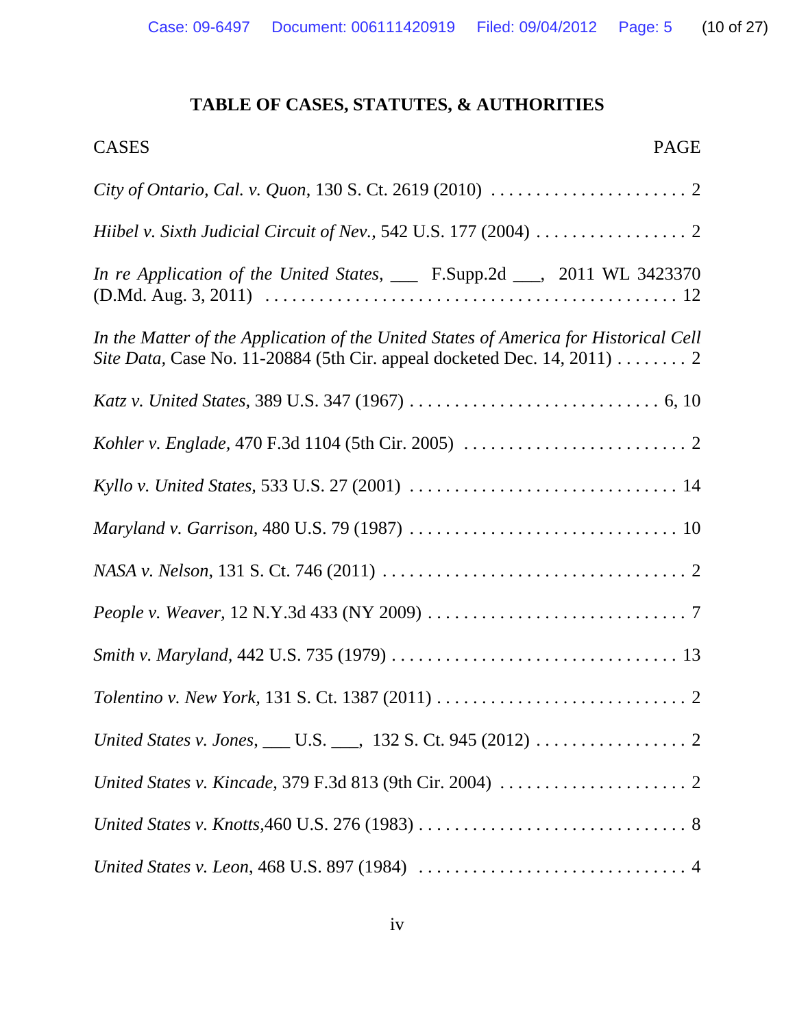# TABLE OF CASES, STATUTES, & AUTHORITIES

| CASES | PAGE |
|---|---|
| *City of Ontario, Cal. v. Quon*, 130 S. Ct. 2619 (2010) | 2 |
| *Hiibel v. Sixth Judicial Circuit of Nev.*, 542 U.S. 177 (2004) | 2 |
| *In re Application of the United States*, ___ F.Supp.2d ___, 2011 WL 3423370 (D.Md. Aug. 3, 2011) | 12 |
| *In the Matter of the Application of the United States of America for Historical Cell Site Data*, Case No. 11-20884 (5th Cir. appeal docketed Dec. 14, 2011) | 2 |
| *Katz v. United States*, 389 U.S. 347 (1967) | 6, 10 |
| *Kohler v. Englade*, 470 F.3d 1104 (5th Cir. 2005) | 2 |
| *Kyllo v. United States*, 533 U.S. 27 (2001) | 14 |
| *Maryland v. Garrison*, 480 U.S. 79 (1987) | 10 |
| *NASA v. Nelson*, 131 S. Ct. 746 (2011) | 2 |
| *People v. Weaver*, 12 N.Y.3d 433 (NY 2009) | 7 |
| *Smith v. Maryland*, 442 U.S. 735 (1979) | 13 |
| *Tolentino v. New York*, 131 S. Ct. 1387 (2011) | 2 |
| *United States v. Jones*, ___ U.S. ___, 132 S. Ct. 945 (2012) | 2 |
| *United States v. Kincade*, 379 F.3d 813 (9th Cir. 2004) | 2 |
| *United States v. Knotts*,460 U.S. 276 (1983) | 8 |
| *United States v. Leon*, 468 U.S. 897 (1984) | 4 |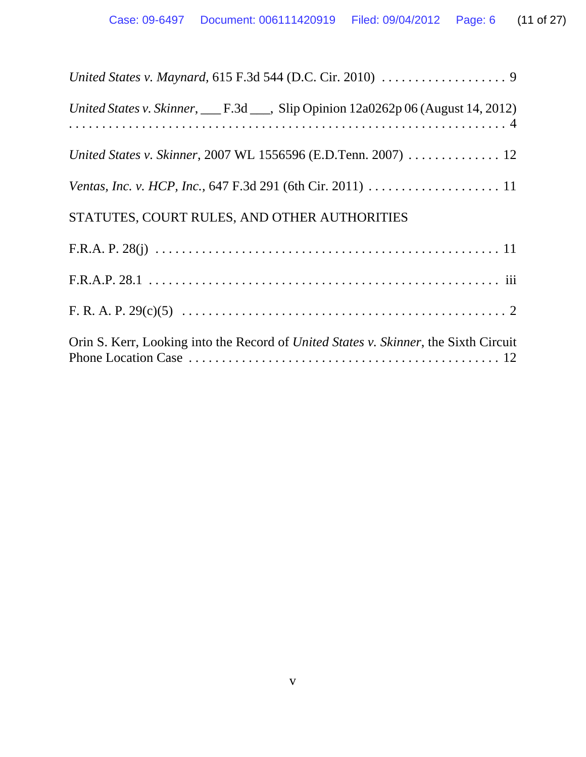*United States v. Maynard*, 615 F.3d 544 (D.C. Cir. 2010) . . . . . . . . . . . . . . . . . . . 9

*United States v. Skinner*, ___ F.3d ___, Slip Opinion 12a0262p 06 (August 14, 2012) . . . . . . . . . . . . . . . . . . . . . . . . . . . . . . . . . . . . . . . . . . . . . . . . . . . . . . . . . . 4

*United States v. Skinner*, 2007 WL 1556596 (E.D.Tenn. 2007) . . . . . . . . . . . . . . 12

*Ventas, Inc. v. HCP, Inc.*, 647 F.3d 291 (6th Cir. 2011) . . . . . . . . . . . . . . . . . . . . 11

STATUTES, COURT RULES, AND OTHER AUTHORITIES

F.R.A. P. 28(j) . . . . . . . . . . . . . . . . . . . . . . . . . . . . . . . . . . . . . . . . . . . . . . . . . . . 11

F.R.A.P. 28.1 . . . . . . . . . . . . . . . . . . . . . . . . . . . . . . . . . . . . . . . . . . . . . . . . . . . . iii

F. R. A. P. 29(c)(5) . . . . . . . . . . . . . . . . . . . . . . . . . . . . . . . . . . . . . . . . . . . . . . . . 2

Orin S. Kerr, Looking into the Record of *United States v. Skinner*, the Sixth Circuit Phone Location Case . . . . . . . . . . . . . . . . . . . . . . . . . . . . . . . . . . . . . . . . . . . . 12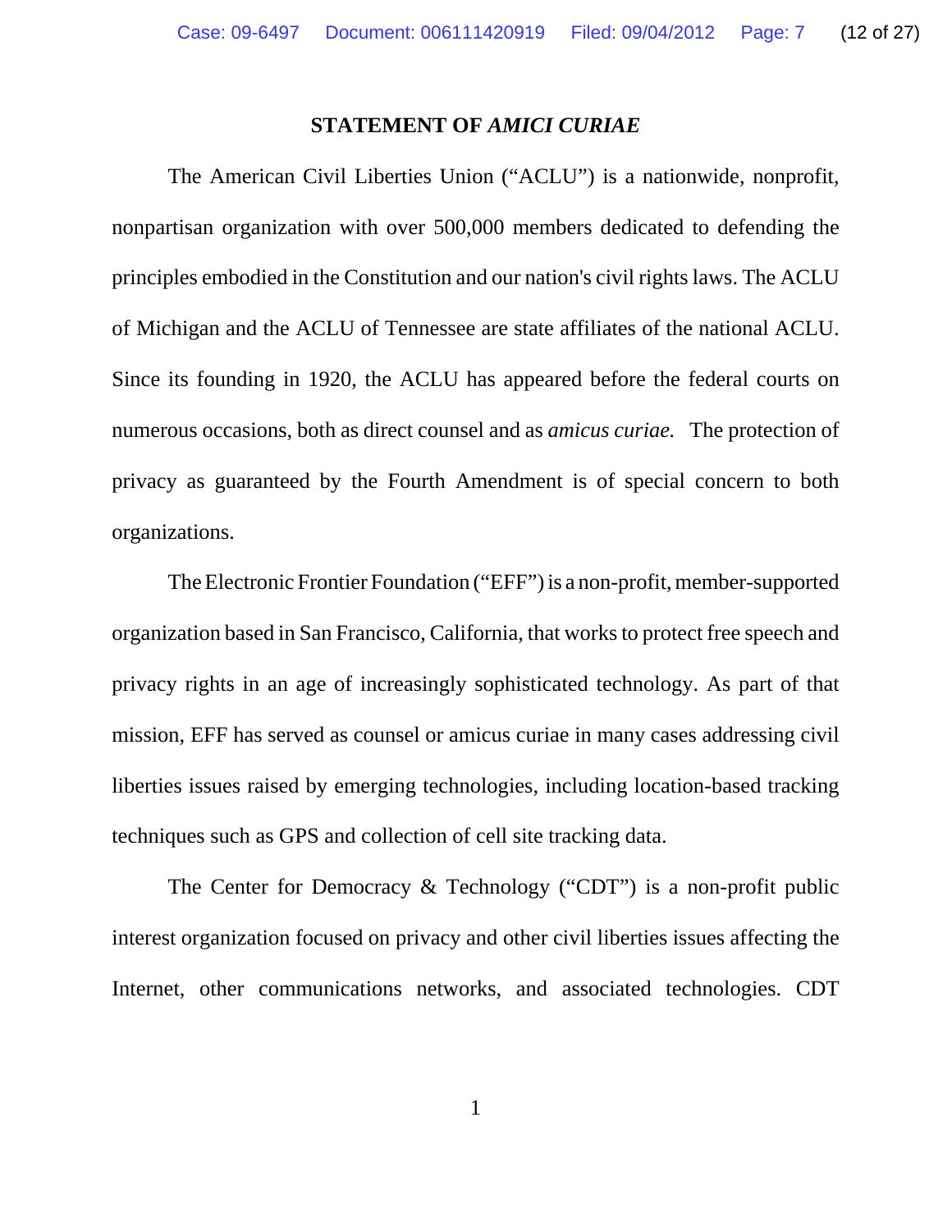## STATEMENT OF *AMICI CURIAE*

The American Civil Liberties Union ("ACLU") is a nationwide, nonprofit, nonpartisan organization with over 500,000 members dedicated to defending the principles embodied in the Constitution and our nation's civil rights laws. The ACLU of Michigan and the ACLU of Tennessee are state affiliates of the national ACLU. Since its founding in 1920, the ACLU has appeared before the federal courts on numerous occasions, both as direct counsel and as *amicus curiae.* The protection of privacy as guaranteed by the Fourth Amendment is of special concern to both organizations.

The Electronic Frontier Foundation ("EFF") is a non-profit, member-supported organization based in San Francisco, California, that works to protect free speech and privacy rights in an age of increasingly sophisticated technology. As part of that mission, EFF has served as counsel or amicus curiae in many cases addressing civil liberties issues raised by emerging technologies, including location-based tracking techniques such as GPS and collection of cell site tracking data.

The Center for Democracy & Technology ("CDT") is a non-profit public interest organization focused on privacy and other civil liberties issues affecting the Internet, other communications networks, and associated technologies. CDT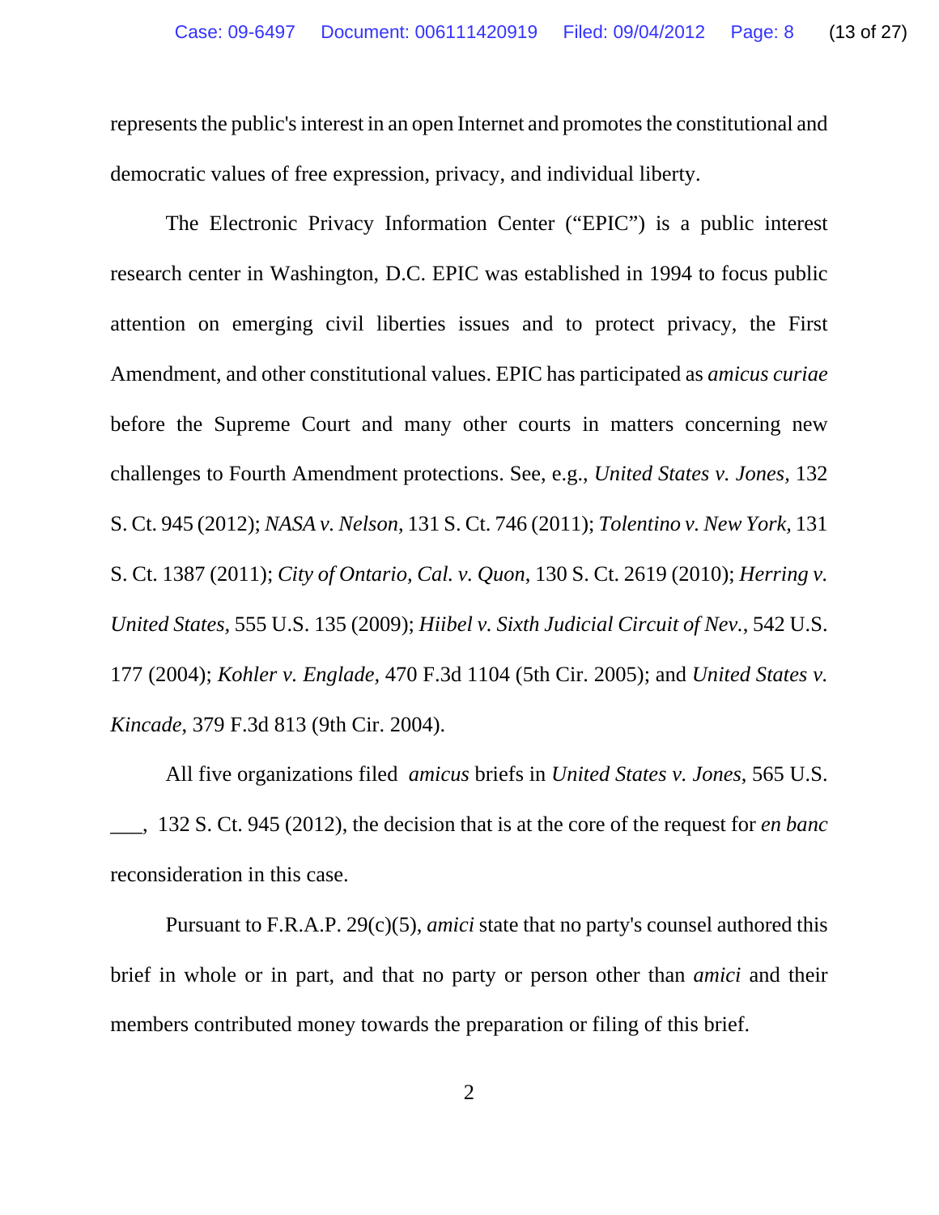represents the public's interest in an open Internet and promotes the constitutional and democratic values of free expression, privacy, and individual liberty.

The Electronic Privacy Information Center ("EPIC") is a public interest research center in Washington, D.C. EPIC was established in 1994 to focus public attention on emerging civil liberties issues and to protect privacy, the First Amendment, and other constitutional values. EPIC has participated as *amicus curiae* before the Supreme Court and many other courts in matters concerning new challenges to Fourth Amendment protections. See, e.g., *United States v. Jones,* 132 S. Ct. 945 (2012); *NASA v. Nelson*, 131 S. Ct. 746 (2011); *Tolentino v. New York*, 131 S. Ct. 1387 (2011); *City of Ontario, Cal. v. Quon*, 130 S. Ct. 2619 (2010); *Herring v. United States*, 555 U.S. 135 (2009); *Hiibel v. Sixth Judicial Circuit of Nev.*, 542 U.S. 177 (2004); *Kohler v. Englade,* 470 F.3d 1104 (5th Cir. 2005); and *United States v. Kincade*, 379 F.3d 813 (9th Cir. 2004).

All five organizations filed *amicus* briefs in *United States v. Jones*, 565 U.S. ___, 132 S. Ct. 945 (2012), the decision that is at the core of the request for *en banc* reconsideration in this case.

Pursuant to F.R.A.P. 29(c)(5), *amici* state that no party's counsel authored this brief in whole or in part, and that no party or person other than *amici* and their members contributed money towards the preparation or filing of this brief.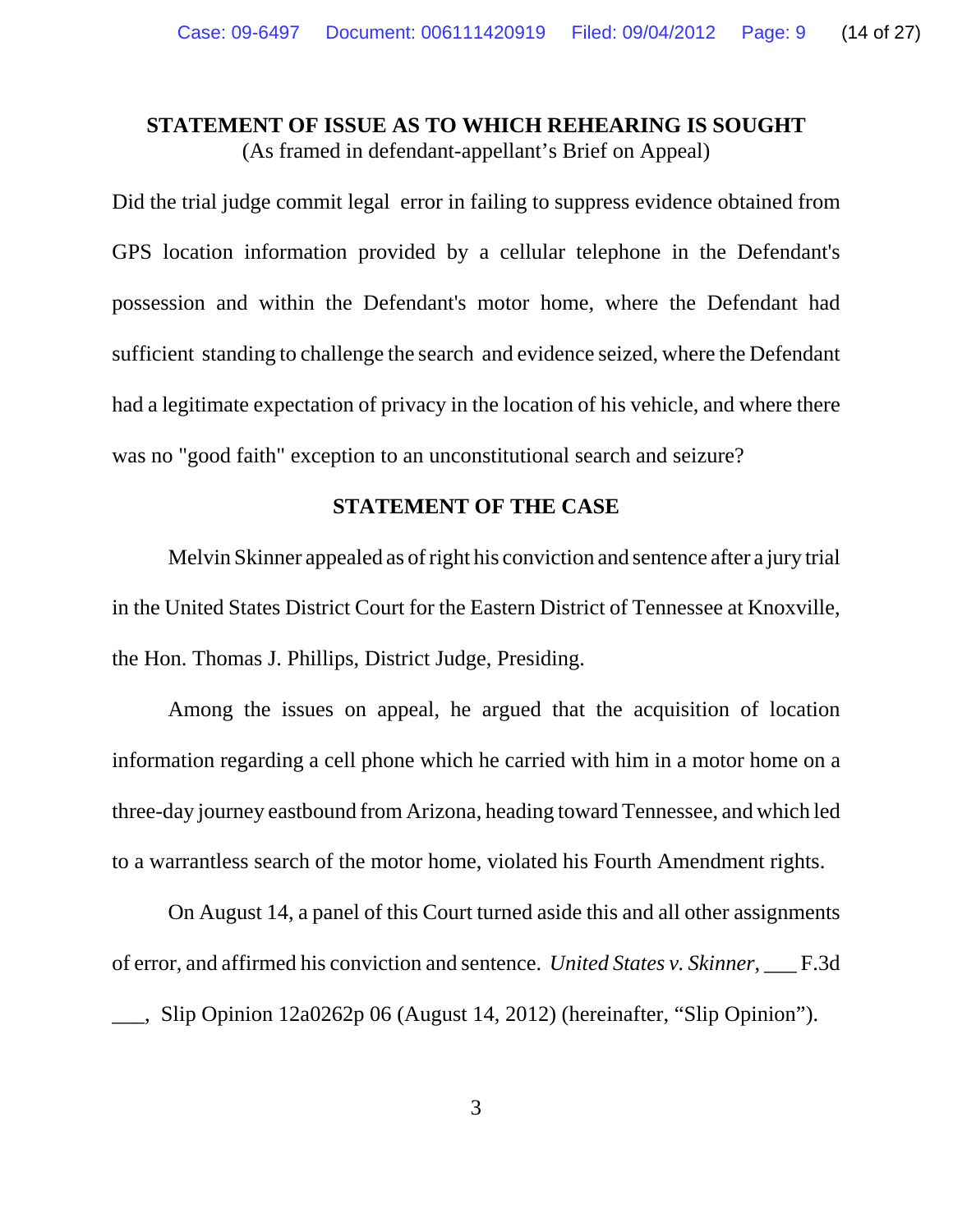## STATEMENT OF ISSUE AS TO WHICH REHEARING IS SOUGHT

(As framed in defendant-appellant's Brief on Appeal)

Did the trial judge commit legal error in failing to suppress evidence obtained from GPS location information provided by a cellular telephone in the Defendant's possession and within the Defendant's motor home, where the Defendant had sufficient standing to challenge the search and evidence seized, where the Defendant had a legitimate expectation of privacy in the location of his vehicle, and where there was no "good faith" exception to an unconstitutional search and seizure?

## STATEMENT OF THE CASE

Melvin Skinner appealed as of right his conviction and sentence after a jury trial in the United States District Court for the Eastern District of Tennessee at Knoxville, the Hon. Thomas J. Phillips, District Judge, Presiding.

Among the issues on appeal, he argued that the acquisition of location information regarding a cell phone which he carried with him in a motor home on a three-day journey eastbound from Arizona, heading toward Tennessee, and which led to a warrantless search of the motor home, violated his Fourth Amendment rights.

On August 14, a panel of this Court turned aside this and all other assignments of error, and affirmed his conviction and sentence. *United States v. Skinner*, ___ F.3d ___, Slip Opinion 12a0262p 06 (August 14, 2012) (hereinafter, "Slip Opinion").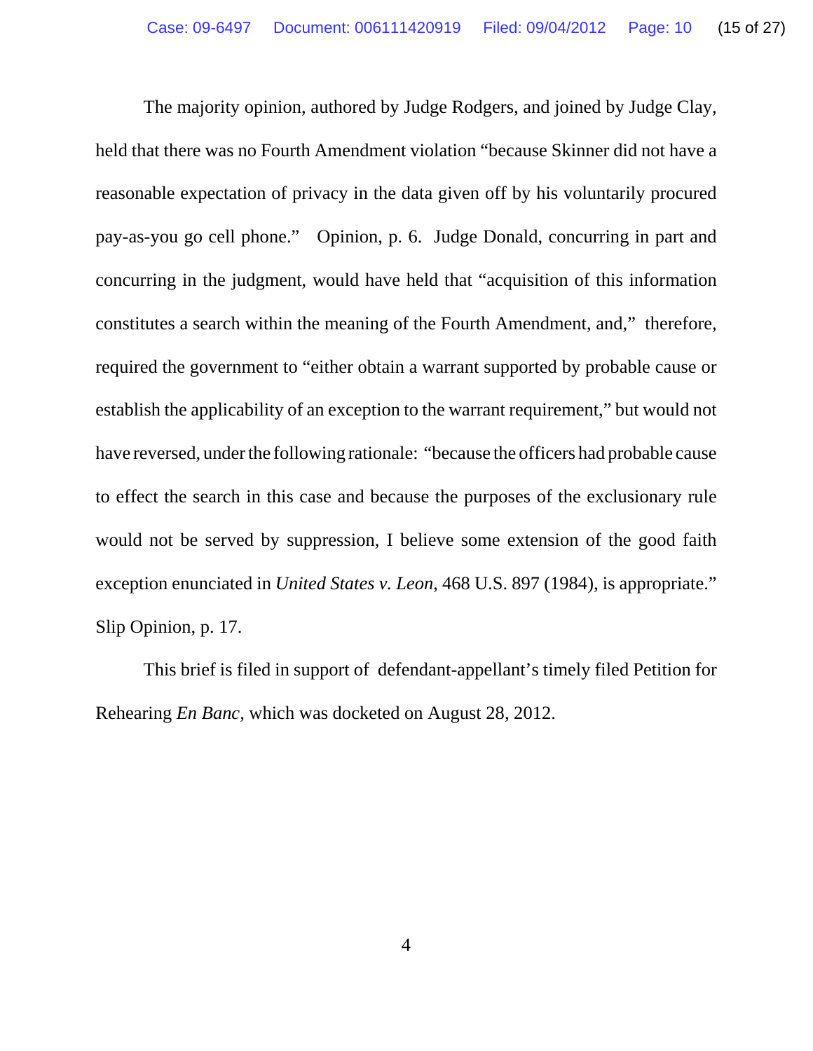The majority opinion, authored by Judge Rodgers, and joined by Judge Clay, held that there was no Fourth Amendment violation "because Skinner did not have a reasonable expectation of privacy in the data given off by his voluntarily procured pay-as-you go cell phone." Opinion, p. 6. Judge Donald, concurring in part and concurring in the judgment, would have held that "acquisition of this information constitutes a search within the meaning of the Fourth Amendment, and," therefore, required the government to "either obtain a warrant supported by probable cause or establish the applicability of an exception to the warrant requirement," but would not have reversed, under the following rationale: "because the officers had probable cause to effect the search in this case and because the purposes of the exclusionary rule would not be served by suppression, I believe some extension of the good faith exception enunciated in *United States v. Leon,* 468 U.S. 897 (1984), is appropriate." Slip Opinion, p. 17.

This brief is filed in support of defendant-appellant's timely filed Petition for Rehearing *En Banc,* which was docketed on August 28, 2012.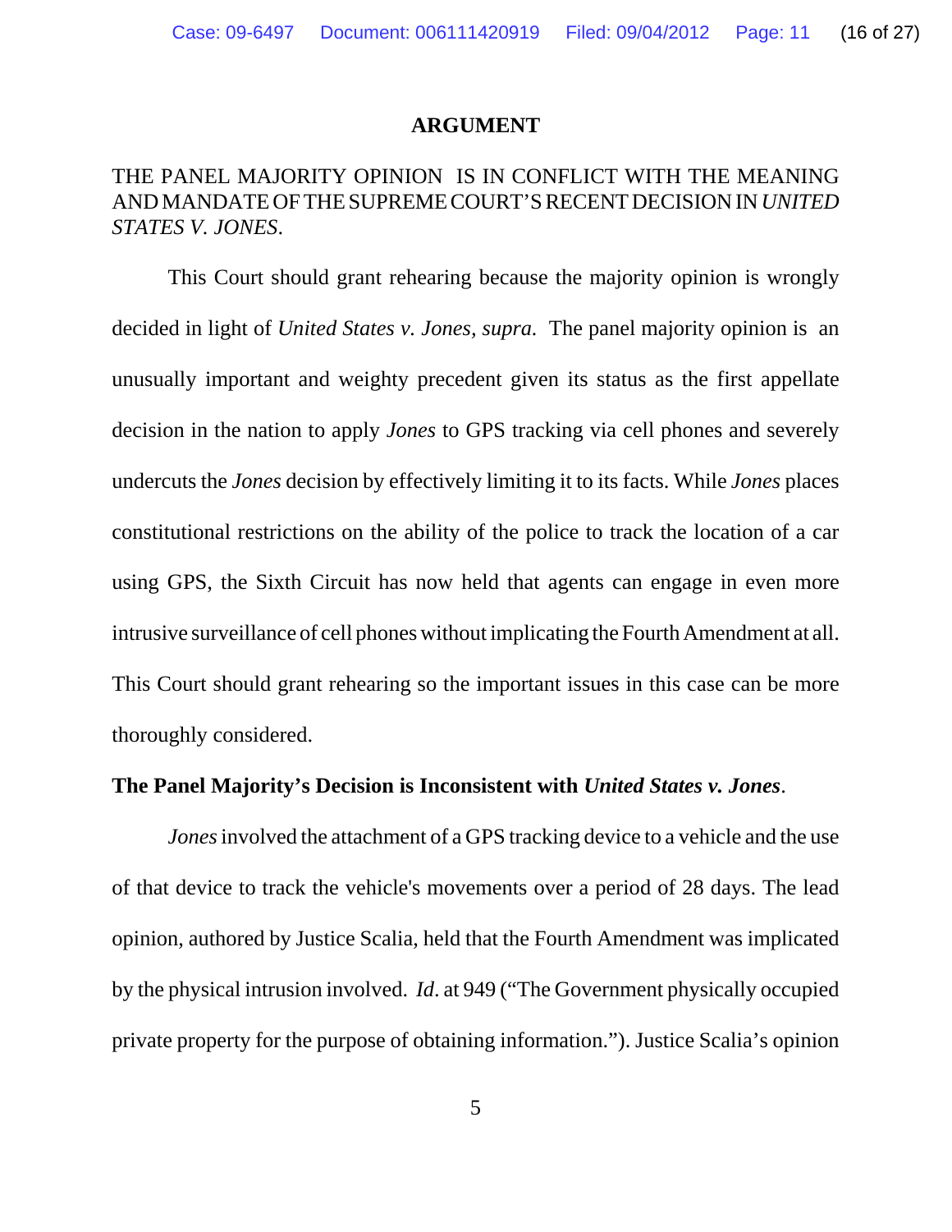## ARGUMENT

THE PANEL MAJORITY OPINION IS IN CONFLICT WITH THE MEANING AND MANDATE OF THE SUPREME COURT'S RECENT DECISION IN *UNITED STATES V. JONES*.

This Court should grant rehearing because the majority opinion is wrongly decided in light of *United States v. Jones, supra.* The panel majority opinion is an unusually important and weighty precedent given its status as the first appellate decision in the nation to apply *Jones* to GPS tracking via cell phones and severely undercuts the *Jones* decision by effectively limiting it to its facts. While *Jones* places constitutional restrictions on the ability of the police to track the location of a car using GPS, the Sixth Circuit has now held that agents can engage in even more intrusive surveillance of cell phones without implicating the Fourth Amendment at all. This Court should grant rehearing so the important issues in this case can be more thoroughly considered.

**The Panel Majority's Decision is Inconsistent with *United States v. Jones*.**

*Jones* involved the attachment of a GPS tracking device to a vehicle and the use of that device to track the vehicle's movements over a period of 28 days. The lead opinion, authored by Justice Scalia, held that the Fourth Amendment was implicated by the physical intrusion involved. *Id*. at 949 ("The Government physically occupied private property for the purpose of obtaining information."). Justice Scalia's opinion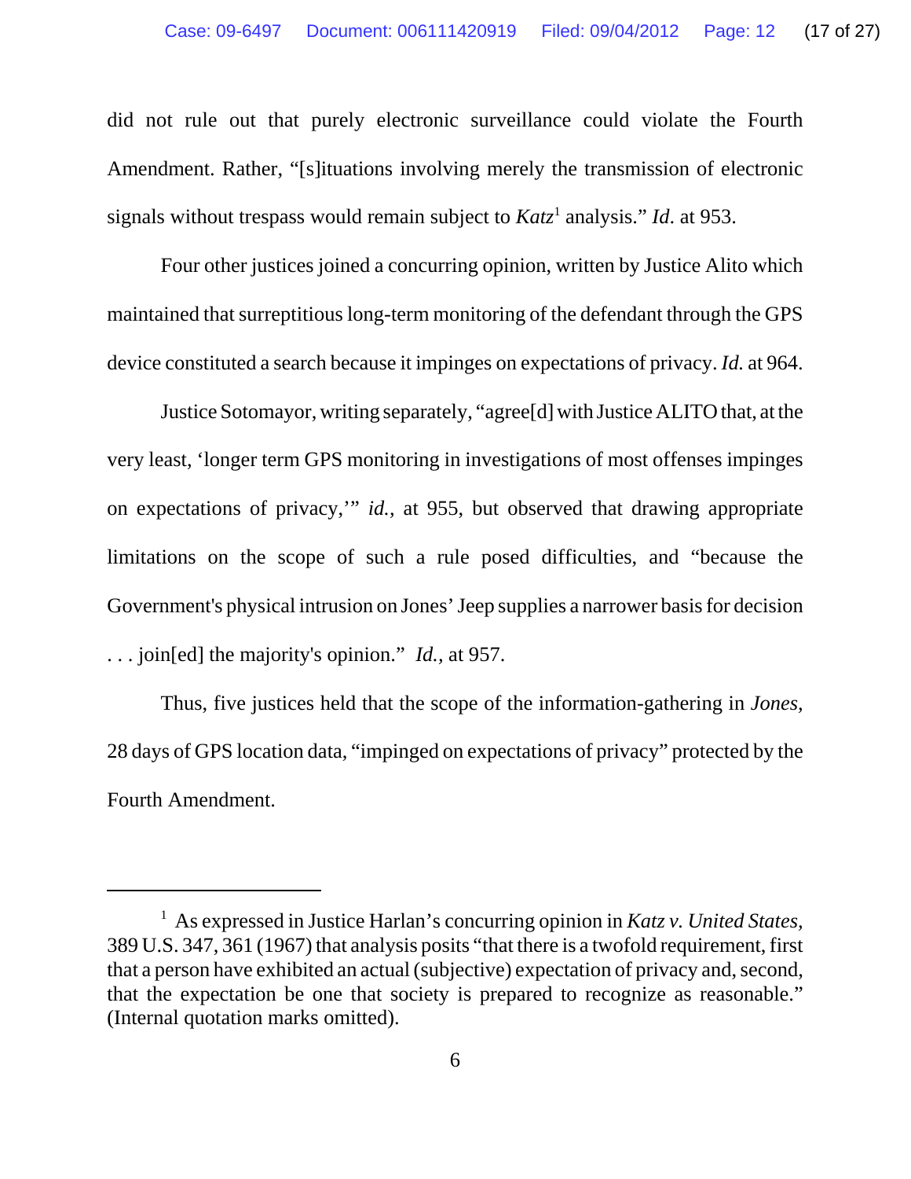did not rule out that purely electronic surveillance could violate the Fourth Amendment. Rather, "[s]ituations involving merely the transmission of electronic signals without trespass would remain subject to *Katz*[1] analysis." *Id*. at 953.

Four other justices joined a concurring opinion, written by Justice Alito which maintained that surreptitious long-term monitoring of the defendant through the GPS device constituted a search because it impinges on expectations of privacy. *Id.* at 964.

Justice Sotomayor, writing separately, "agree[d] with Justice ALITO that, at the very least, 'longer term GPS monitoring in investigations of most offenses impinges on expectations of privacy,'" *id.,* at 955, but observed that drawing appropriate limitations on the scope of such a rule posed difficulties, and "because the Government's physical intrusion on Jones' Jeep supplies a narrower basis for decision . . . join[ed] the majority's opinion." *Id.,* at 957.

Thus, five justices held that the scope of the information-gathering in *Jones,* 28 days of GPS location data, "impinged on expectations of privacy" protected by the Fourth Amendment.

---

[1] As expressed in Justice Harlan's concurring opinion in *Katz v. United States,* 389 U.S. 347, 361 (1967) that analysis posits "that there is a twofold requirement, first that a person have exhibited an actual (subjective) expectation of privacy and, second, that the expectation be one that society is prepared to recognize as reasonable." (Internal quotation marks omitted).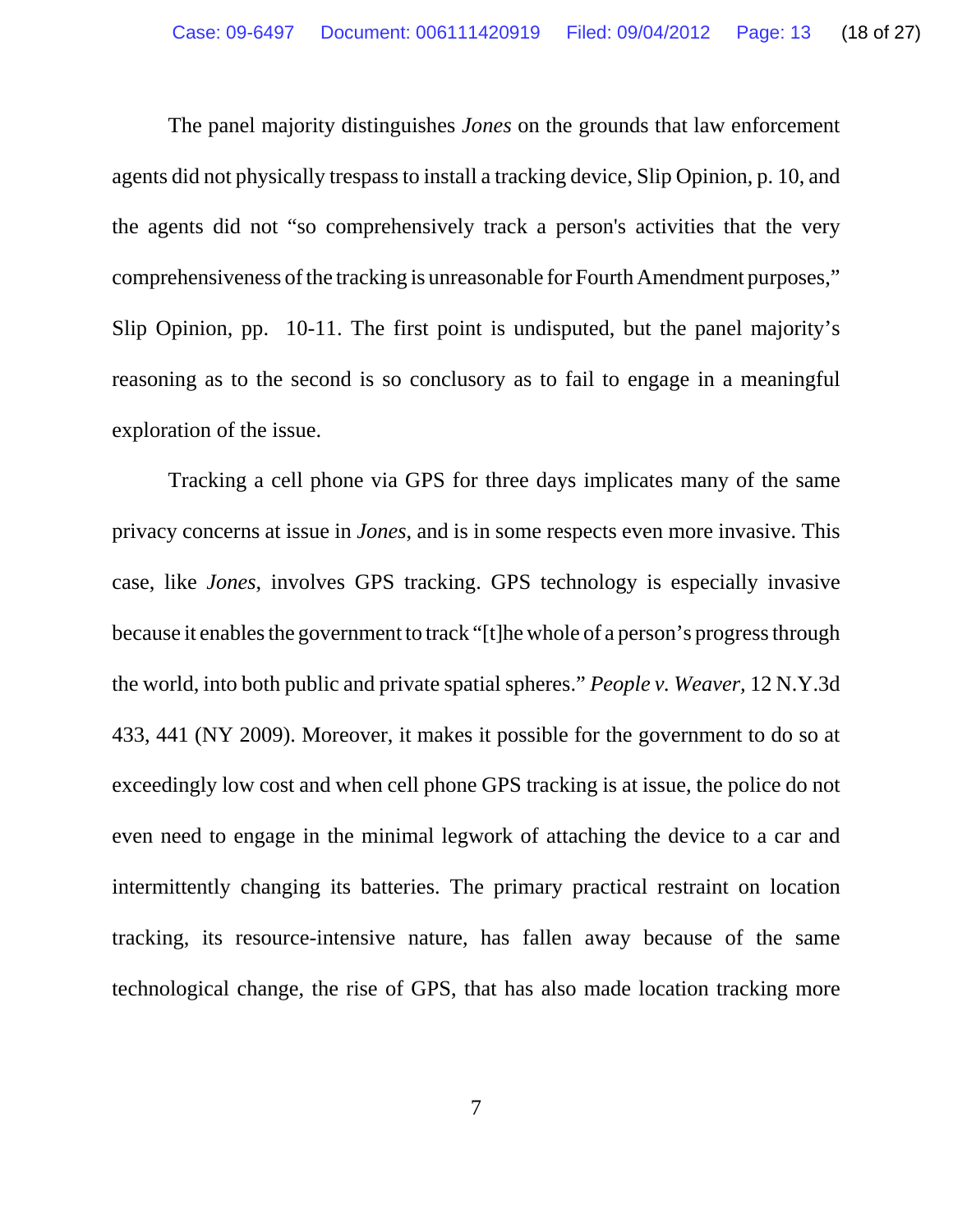The panel majority distinguishes *Jones* on the grounds that law enforcement agents did not physically trespass to install a tracking device, Slip Opinion, p. 10, and the agents did not "so comprehensively track a person's activities that the very comprehensiveness of the tracking is unreasonable for Fourth Amendment purposes," Slip Opinion, pp. 10-11. The first point is undisputed, but the panel majority's reasoning as to the second is so conclusory as to fail to engage in a meaningful exploration of the issue.

Tracking a cell phone via GPS for three days implicates many of the same privacy concerns at issue in *Jones*, and is in some respects even more invasive. This case, like *Jones*, involves GPS tracking. GPS technology is especially invasive because it enables the government to track "[t]he whole of a person's progress through the world, into both public and private spatial spheres." *People v. Weaver,* 12 N.Y.3d 433, 441 (NY 2009). Moreover, it makes it possible for the government to do so at exceedingly low cost and when cell phone GPS tracking is at issue, the police do not even need to engage in the minimal legwork of attaching the device to a car and intermittently changing its batteries. The primary practical restraint on location tracking, its resource-intensive nature, has fallen away because of the same technological change, the rise of GPS, that has also made location tracking more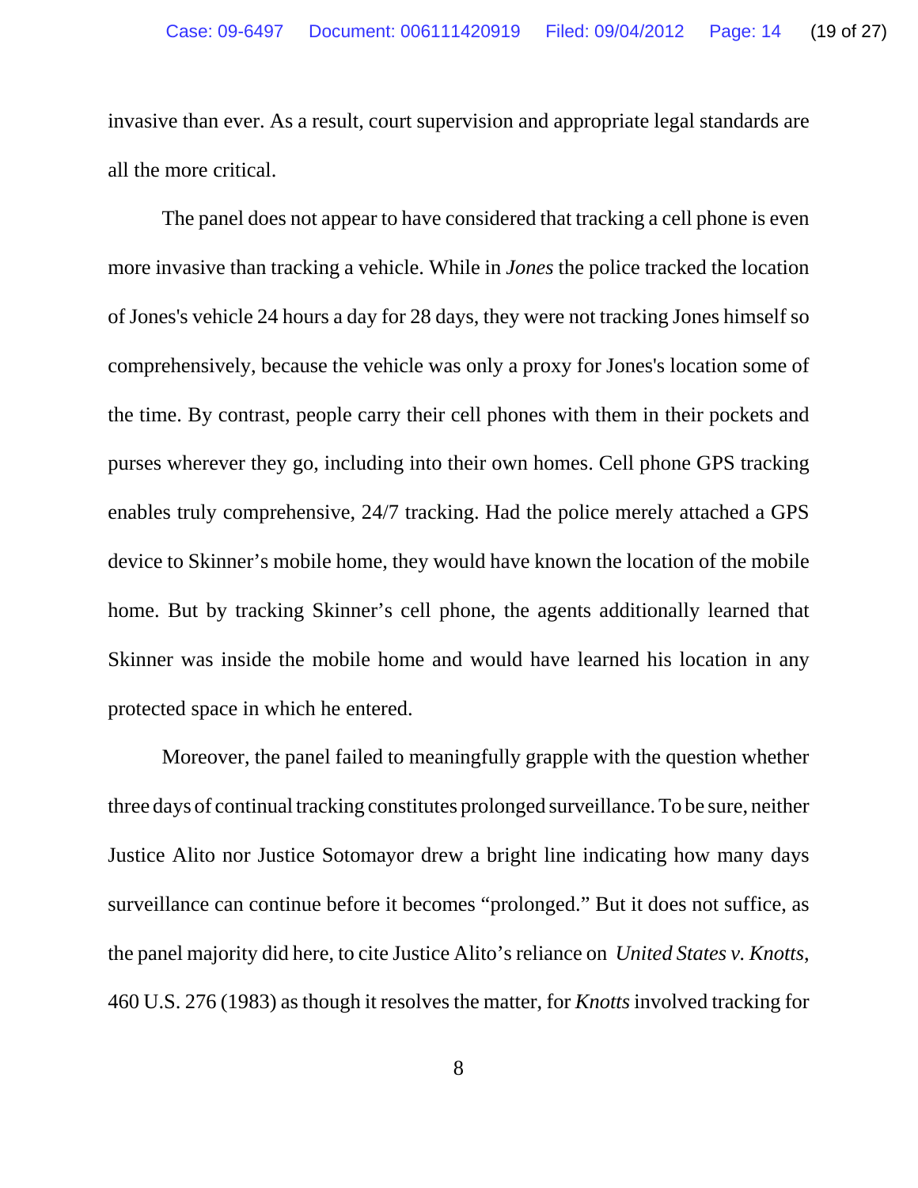invasive than ever. As a result, court supervision and appropriate legal standards are all the more critical.

The panel does not appear to have considered that tracking a cell phone is even more invasive than tracking a vehicle. While in *Jones* the police tracked the location of Jones's vehicle 24 hours a day for 28 days, they were not tracking Jones himself so comprehensively, because the vehicle was only a proxy for Jones's location some of the time. By contrast, people carry their cell phones with them in their pockets and purses wherever they go, including into their own homes. Cell phone GPS tracking enables truly comprehensive, 24/7 tracking. Had the police merely attached a GPS device to Skinner's mobile home, they would have known the location of the mobile home. But by tracking Skinner's cell phone, the agents additionally learned that Skinner was inside the mobile home and would have learned his location in any protected space in which he entered.

Moreover, the panel failed to meaningfully grapple with the question whether three days of continual tracking constitutes prolonged surveillance. To be sure, neither Justice Alito nor Justice Sotomayor drew a bright line indicating how many days surveillance can continue before it becomes "prolonged." But it does not suffice, as the panel majority did here, to cite Justice Alito's reliance on *United States v. Knotts*, 460 U.S. 276 (1983) as though it resolves the matter, for *Knotts* involved tracking for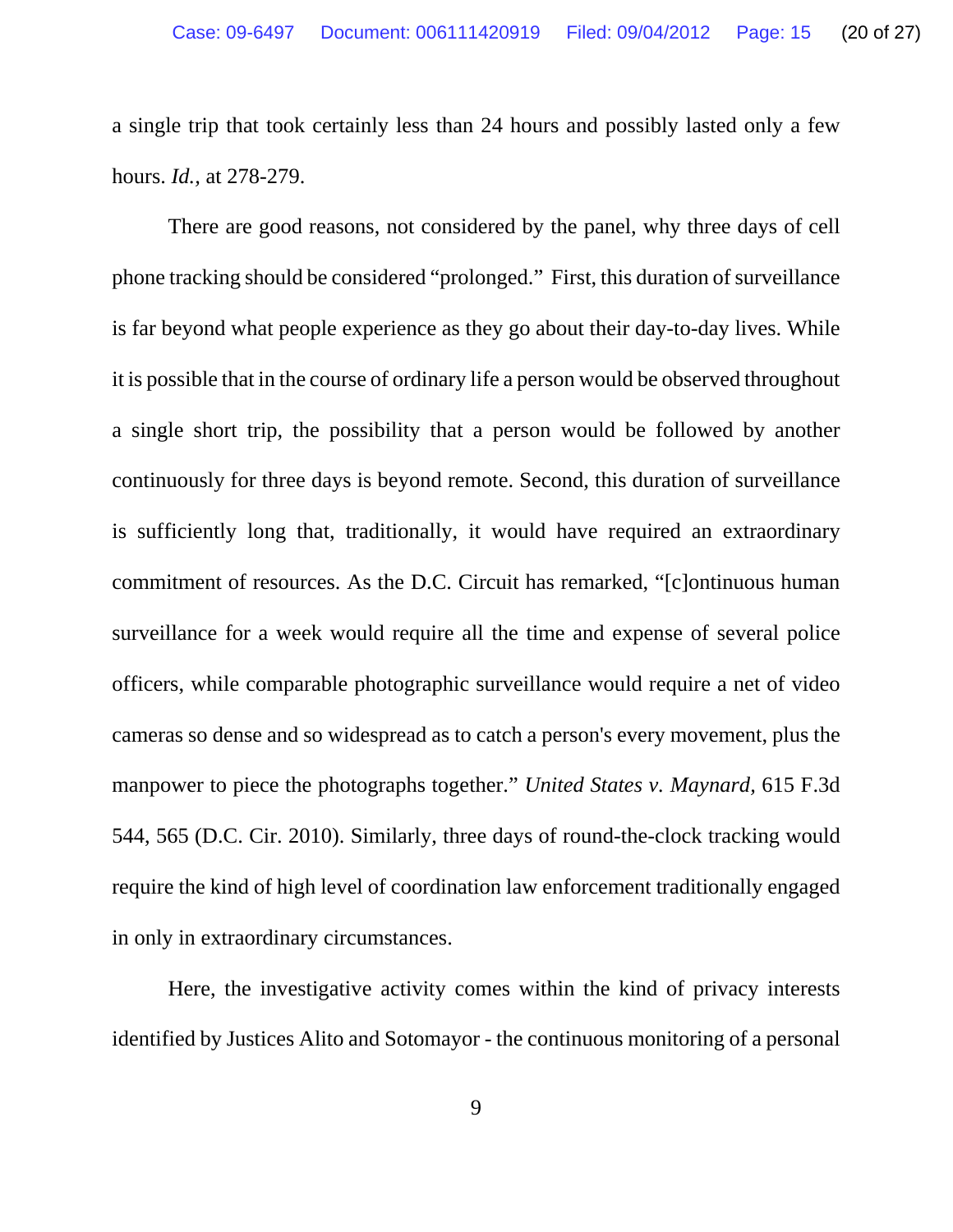a single trip that took certainly less than 24 hours and possibly lasted only a few hours. *Id.*, at 278-279.

There are good reasons, not considered by the panel, why three days of cell phone tracking should be considered "prolonged." First, this duration of surveillance is far beyond what people experience as they go about their day-to-day lives. While it is possible that in the course of ordinary life a person would be observed throughout a single short trip, the possibility that a person would be followed by another continuously for three days is beyond remote. Second, this duration of surveillance is sufficiently long that, traditionally, it would have required an extraordinary commitment of resources. As the D.C. Circuit has remarked, "[c]ontinuous human surveillance for a week would require all the time and expense of several police officers, while comparable photographic surveillance would require a net of video cameras so dense and so widespread as to catch a person's every movement, plus the manpower to piece the photographs together." *United States v. Maynard*, 615 F.3d 544, 565 (D.C. Cir. 2010). Similarly, three days of round-the-clock tracking would require the kind of high level of coordination law enforcement traditionally engaged in only in extraordinary circumstances.

Here, the investigative activity comes within the kind of privacy interests identified by Justices Alito and Sotomayor - the continuous monitoring of a personal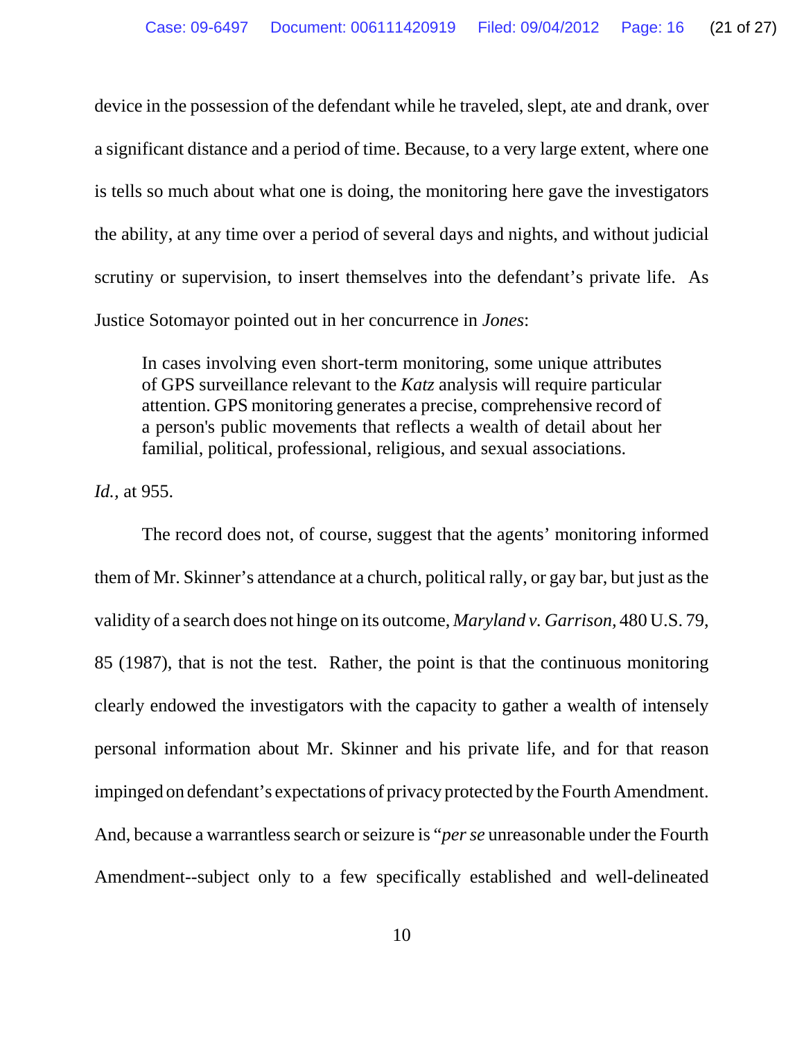device in the possession of the defendant while he traveled, slept, ate and drank, over a significant distance and a period of time. Because, to a very large extent, where one is tells so much about what one is doing, the monitoring here gave the investigators the ability, at any time over a period of several days and nights, and without judicial scrutiny or supervision, to insert themselves into the defendant's private life. As Justice Sotomayor pointed out in her concurrence in *Jones*:

> In cases involving even short-term monitoring, some unique attributes of GPS surveillance relevant to the *Katz* analysis will require particular attention. GPS monitoring generates a precise, comprehensive record of a person's public movements that reflects a wealth of detail about her familial, political, professional, religious, and sexual associations.

*Id.,* at 955.

The record does not, of course, suggest that the agents' monitoring informed them of Mr. Skinner's attendance at a church, political rally, or gay bar, but just as the validity of a search does not hinge on its outcome, *Maryland v. Garrison,* 480 U.S. 79, 85 (1987), that is not the test. Rather, the point is that the continuous monitoring clearly endowed the investigators with the capacity to gather a wealth of intensely personal information about Mr. Skinner and his private life, and for that reason impinged on defendant's expectations of privacy protected by the Fourth Amendment. And, because a warrantless search or seizure is "*per se* unreasonable under the Fourth Amendment--subject only to a few specifically established and well-delineated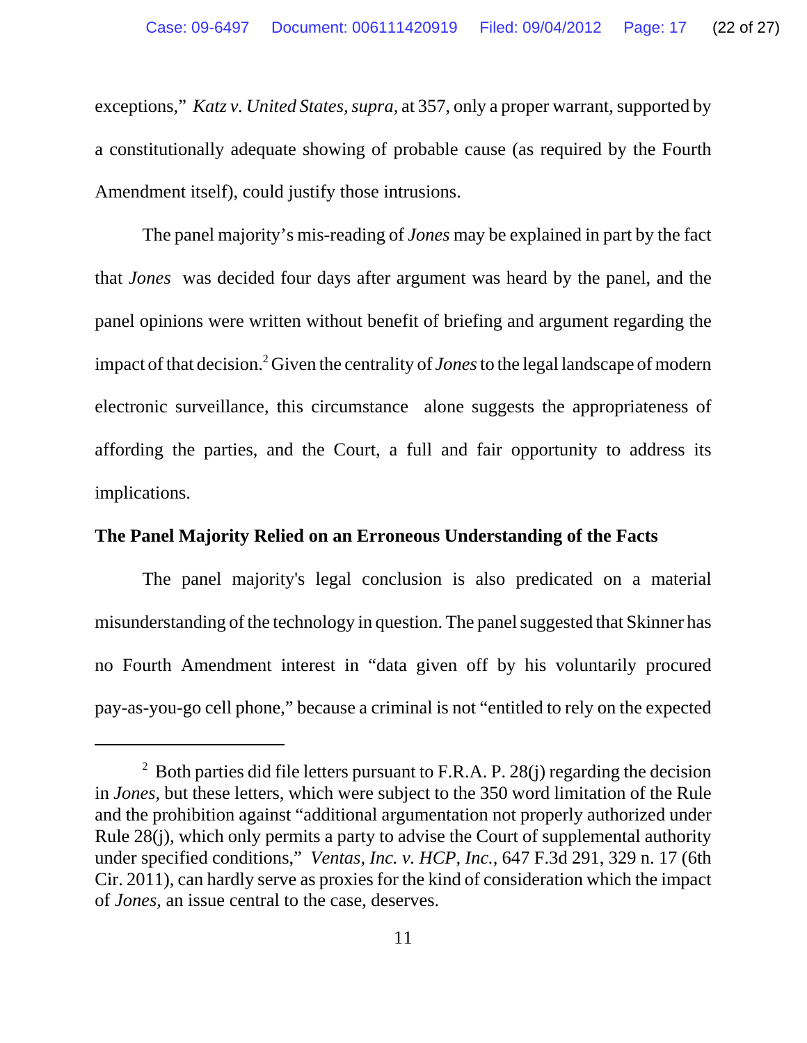exceptions," *Katz v. United States, supra*, at 357, only a proper warrant, supported by a constitutionally adequate showing of probable cause (as required by the Fourth Amendment itself), could justify those intrusions.

The panel majority's mis-reading of *Jones* may be explained in part by the fact that *Jones* was decided four days after argument was heard by the panel, and the panel opinions were written without benefit of briefing and argument regarding the impact of that decision.[2] Given the centrality of *Jones* to the legal landscape of modern electronic surveillance, this circumstance alone suggests the appropriateness of affording the parties, and the Court, a full and fair opportunity to address its implications.

**The Panel Majority Relied on an Erroneous Understanding of the Facts**

The panel majority's legal conclusion is also predicated on a material misunderstanding of the technology in question. The panel suggested that Skinner has no Fourth Amendment interest in "data given off by his voluntarily procured pay-as-you-go cell phone," because a criminal is not "entitled to rely on the expected

---

[2] Both parties did file letters pursuant to F.R.A. P. 28(j) regarding the decision in *Jones*, but these letters, which were subject to the 350 word limitation of the Rule and the prohibition against "additional argumentation not properly authorized under Rule 28(j), which only permits a party to advise the Court of supplemental authority under specified conditions," *Ventas, Inc. v. HCP, Inc.*, 647 F.3d 291, 329 n. 17 (6th Cir. 2011), can hardly serve as proxies for the kind of consideration which the impact of *Jones*, an issue central to the case, deserves.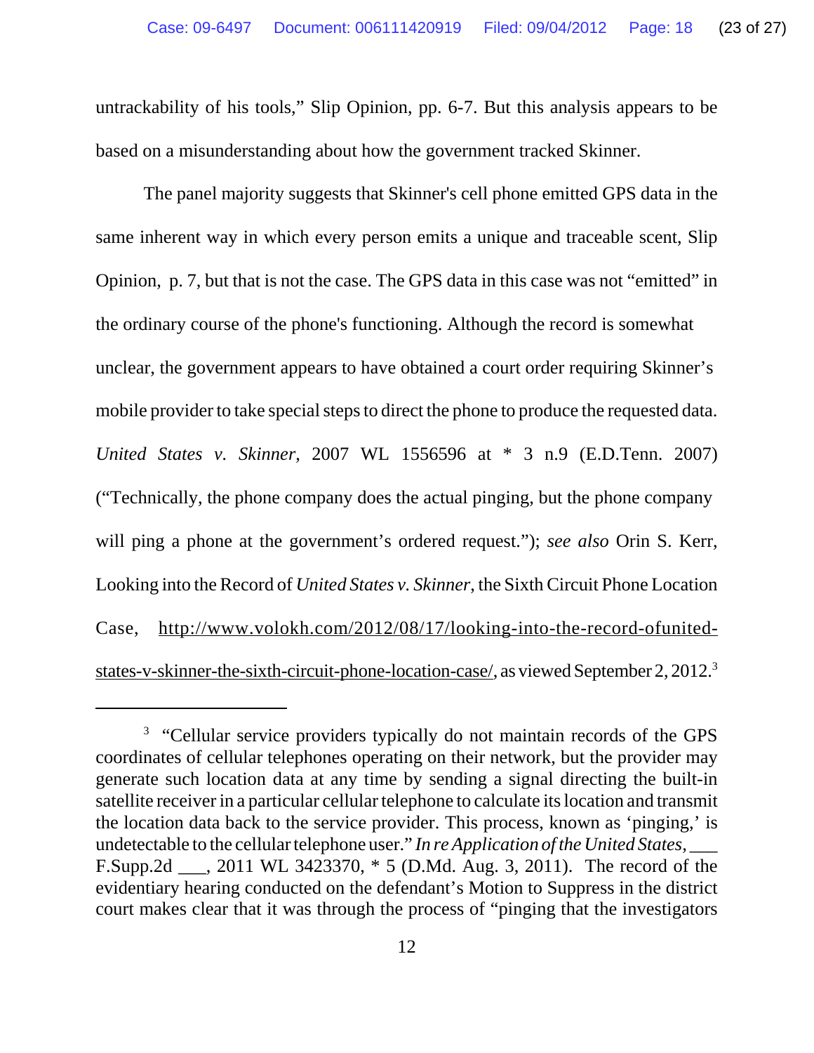untrackability of his tools," Slip Opinion, pp. 6-7. But this analysis appears to be based on a misunderstanding about how the government tracked Skinner.

The panel majority suggests that Skinner's cell phone emitted GPS data in the same inherent way in which every person emits a unique and traceable scent, Slip Opinion, p. 7, but that is not the case. The GPS data in this case was not "emitted" in the ordinary course of the phone's functioning. Although the record is somewhat unclear, the government appears to have obtained a court order requiring Skinner's mobile provider to take special steps to direct the phone to produce the requested data. *United States v. Skinner*, 2007 WL 1556596 at * 3 n.9 (E.D.Tenn. 2007) ("Technically, the phone company does the actual pinging, but the phone company will ping a phone at the government's ordered request."); *see also* Orin S. Kerr, Looking into the Record of *United States v. Skinner*, the Sixth Circuit Phone Location Case, http://www.volokh.com/2012/08/17/looking-into-the-record-ofunited-states-v-skinner-the-sixth-circuit-phone-location-case/, as viewed September 2, 2012.[3]

---

[3] "Cellular service providers typically do not maintain records of the GPS coordinates of cellular telephones operating on their network, but the provider may generate such location data at any time by sending a signal directing the built-in satellite receiver in a particular cellular telephone to calculate its location and transmit the location data back to the service provider. This process, known as 'pinging,' is undetectable to the cellular telephone user." *In re Application of the United States*, ___ F.Supp.2d ___, 2011 WL 3423370, * 5 (D.Md. Aug. 3, 2011). The record of the evidentiary hearing conducted on the defendant's Motion to Suppress in the district court makes clear that it was through the process of "pinging that the investigators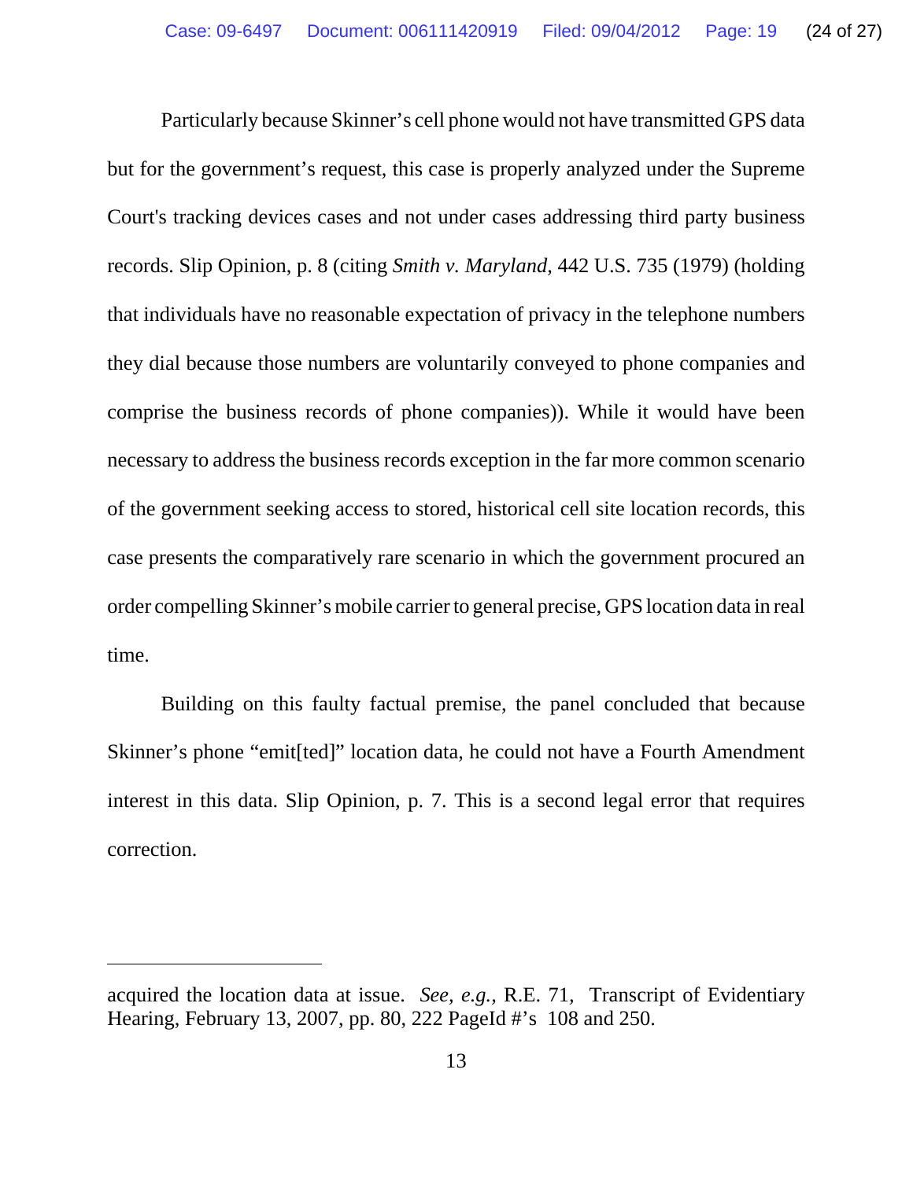Particularly because Skinner's cell phone would not have transmitted GPS data but for the government's request, this case is properly analyzed under the Supreme Court's tracking devices cases and not under cases addressing third party business records. Slip Opinion, p. 8 (citing *Smith v. Maryland*, 442 U.S. 735 (1979) (holding that individuals have no reasonable expectation of privacy in the telephone numbers they dial because those numbers are voluntarily conveyed to phone companies and comprise the business records of phone companies)). While it would have been necessary to address the business records exception in the far more common scenario of the government seeking access to stored, historical cell site location records, this case presents the comparatively rare scenario in which the government procured an order compelling Skinner's mobile carrier to general precise, GPS location data in real time.

Building on this faulty factual premise, the panel concluded that because Skinner's phone "emit[ted]" location data, he could not have a Fourth Amendment interest in this data. Slip Opinion, p. 7. This is a second legal error that requires correction.

---

acquired the location data at issue. *See, e.g.*, R.E. 71, Transcript of Evidentiary Hearing, February 13, 2007, pp. 80, 222 PageId #'s 108 and 250.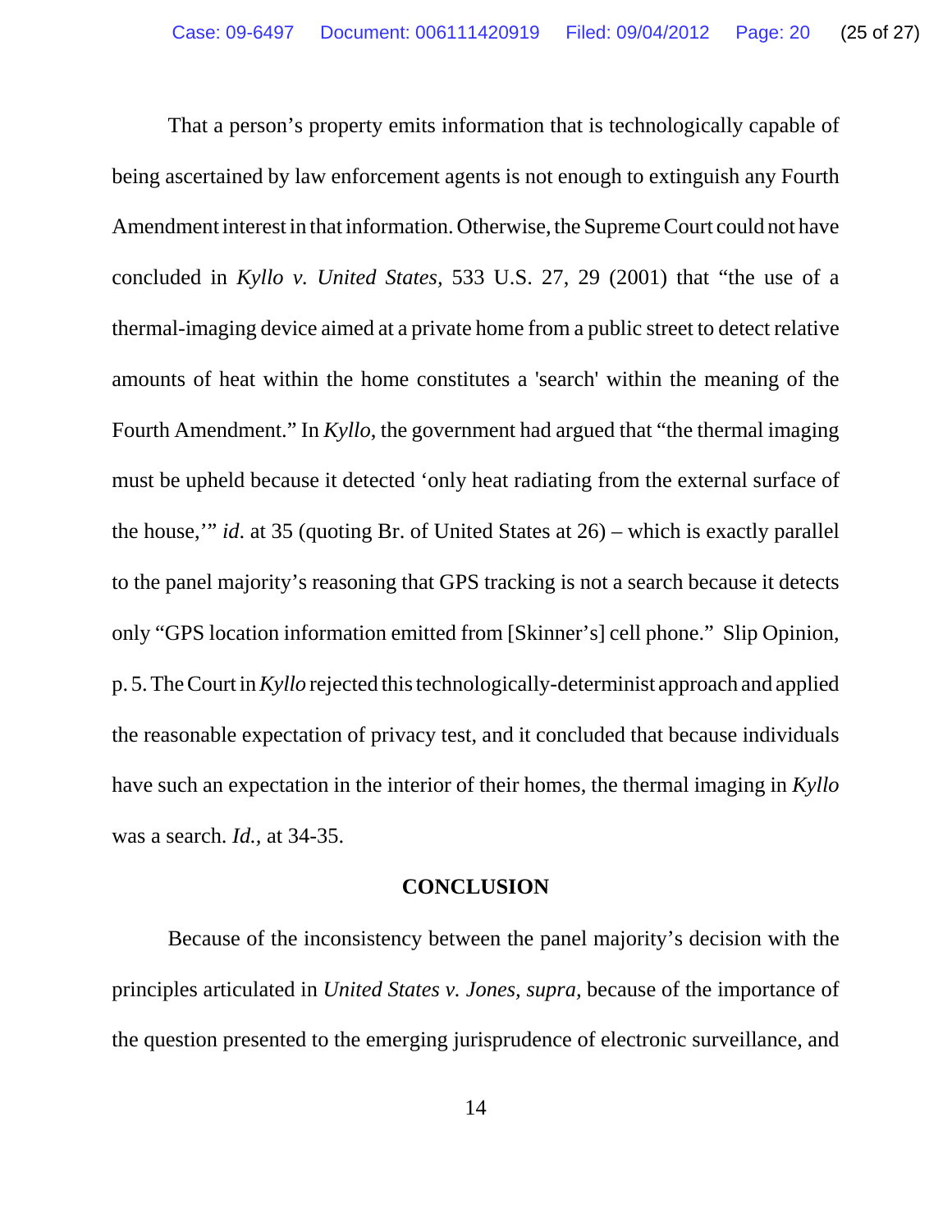That a person's property emits information that is technologically capable of being ascertained by law enforcement agents is not enough to extinguish any Fourth Amendment interest in that information. Otherwise, the Supreme Court could not have concluded in *Kyllo v. United States*, 533 U.S. 27, 29 (2001) that "the use of a thermal-imaging device aimed at a private home from a public street to detect relative amounts of heat within the home constitutes a 'search' within the meaning of the Fourth Amendment." In *Kyllo*, the government had argued that "the thermal imaging must be upheld because it detected 'only heat radiating from the external surface of the house,'" *id*. at 35 (quoting Br. of United States at 26) – which is exactly parallel to the panel majority's reasoning that GPS tracking is not a search because it detects only "GPS location information emitted from [Skinner's] cell phone." Slip Opinion, p. 5. The Court in *Kyllo* rejected this technologically-determinist approach and applied the reasonable expectation of privacy test, and it concluded that because individuals have such an expectation in the interior of their homes, the thermal imaging in *Kyllo* was a search. *Id.*, at 34-35.

## CONCLUSION

Because of the inconsistency between the panel majority's decision with the principles articulated in *United States v. Jones, supra,* because of the importance of the question presented to the emerging jurisprudence of electronic surveillance, and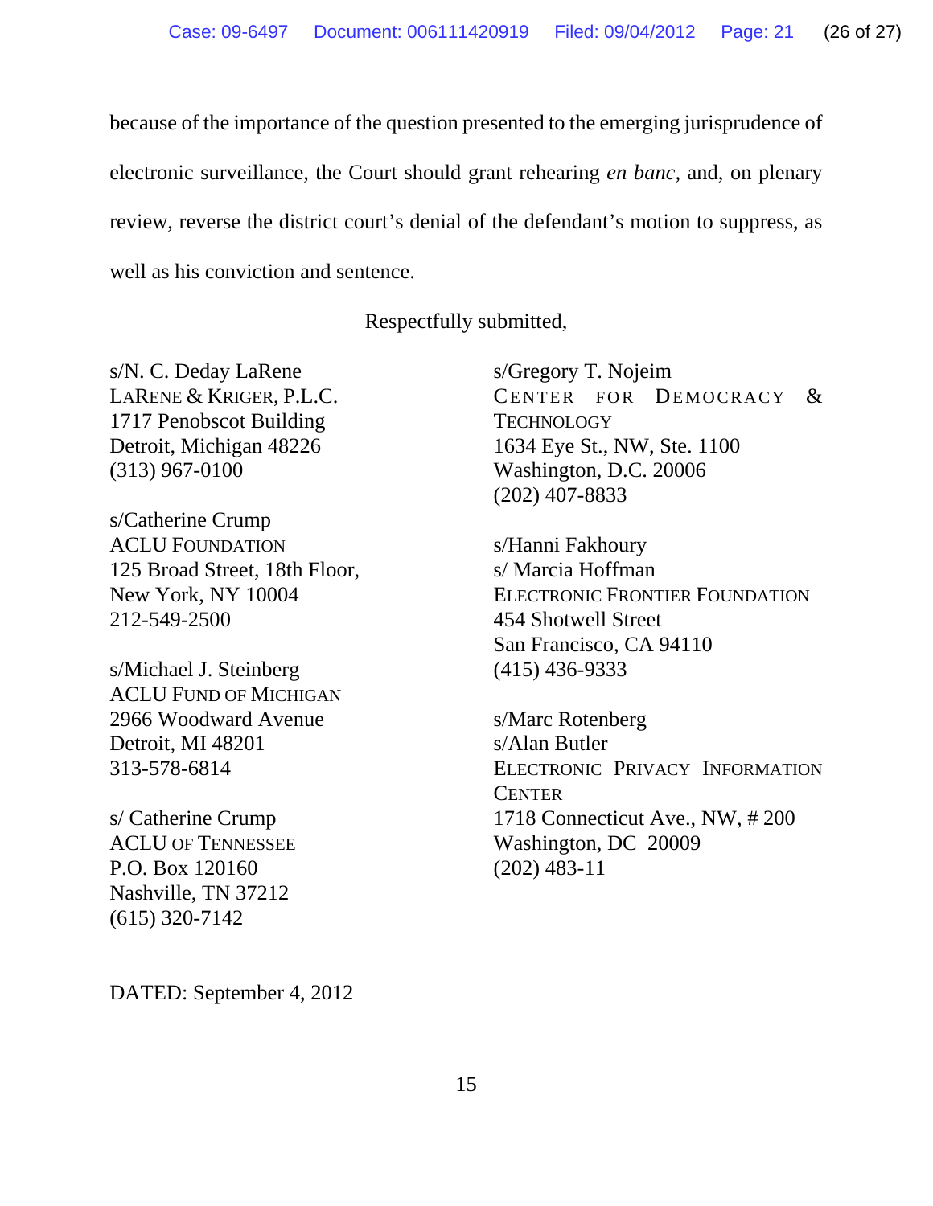because of the importance of the question presented to the emerging jurisprudence of electronic surveillance, the Court should grant rehearing *en banc*, and, on plenary review, reverse the district court's denial of the defendant's motion to suppress, as well as his conviction and sentence.

Respectfully submitted,

s/N. C. Deday LaRene
LARENE & KRIGER, P.L.C.
1717 Penobscot Building
Detroit, Michigan 48226
(313) 967-0100

s/Catherine Crump
ACLU FOUNDATION
125 Broad Street, 18th Floor,
New York, NY 10004
212-549-2500

s/Michael J. Steinberg
ACLU FUND OF MICHIGAN
2966 Woodward Avenue
Detroit, MI 48201
313-578-6814

s/ Catherine Crump
ACLU OF TENNESSEE
P.O. Box 120160
Nashville, TN 37212
(615) 320-7142

s/Gregory T. Nojeim
CENTER FOR DEMOCRACY & TECHNOLOGY
1634 Eye St., NW, Ste. 1100
Washington, D.C. 20006
(202) 407-8833

s/Hanni Fakhoury
s/ Marcia Hoffman
ELECTRONIC FRONTIER FOUNDATION
454 Shotwell Street
San Francisco, CA 94110
(415) 436-9333

s/Marc Rotenberg
s/Alan Butler
ELECTRONIC PRIVACY INFORMATION CENTER
1718 Connecticut Ave., NW, # 200
Washington, DC 20009
(202) 483-11

DATED: September 4, 2012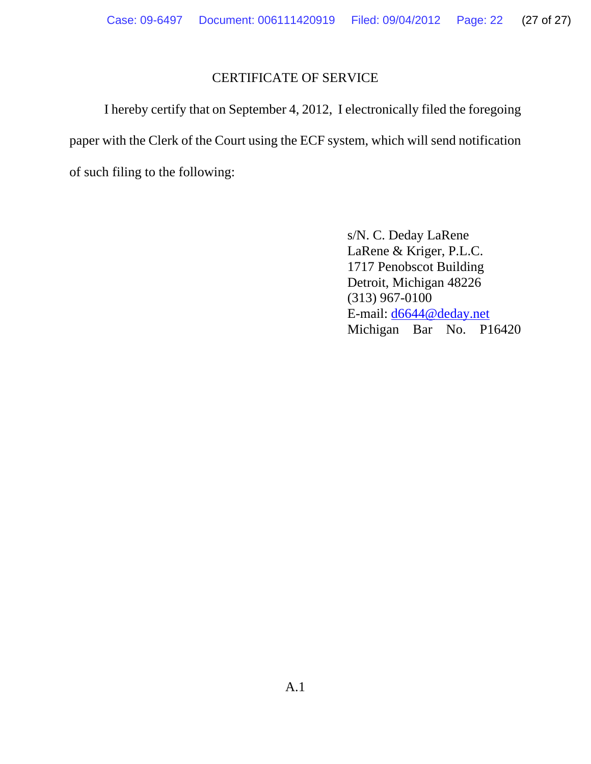## CERTIFICATE OF SERVICE

I hereby certify that on September 4, 2012, I electronically filed the foregoing paper with the Clerk of the Court using the ECF system, which will send notification of such filing to the following:

s/N. C. Deday LaRene
LaRene & Kriger, P.L.C.
1717 Penobscot Building
Detroit, Michigan 48226
(313) 967-0100
E-mail: d6644@deday.net
Michigan Bar No. P16420

A.1